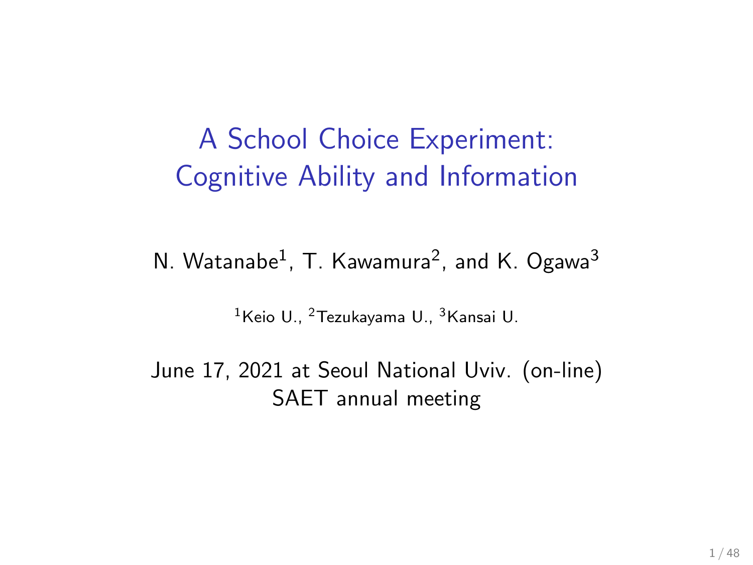# A School Choice Experiment: Cognitive Ability and Information

N. Watanabe[1], T. Kawamura[2], and K. Ogawa[3]

[1]Keio U., [2]Tezukayama U., [3]Kansai U.

June 17, 2021 at Seoul National Uviv. (on-line)
SAET annual meeting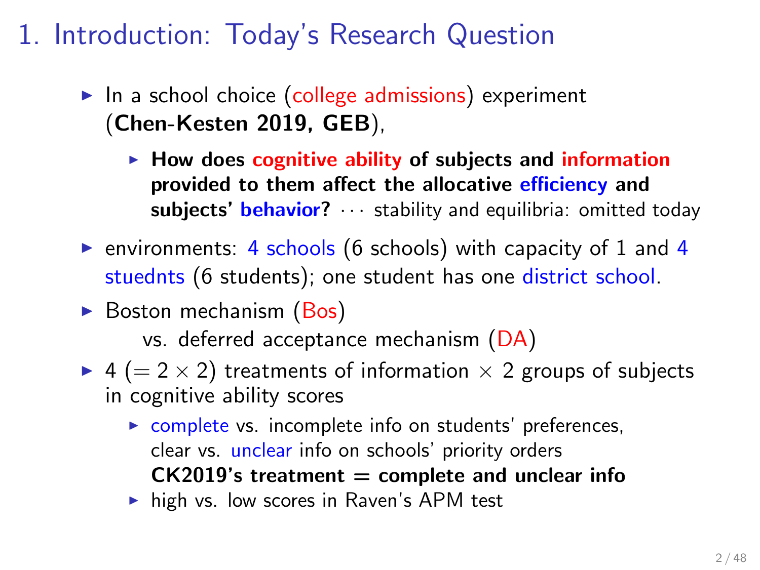# 1. Introduction: Today's Research Question

- In a school choice (college admissions) experiment (**Chen-Kesten 2019, GEB**),
  - **How does cognitive ability of subjects and information provided to them affect the allocative efficiency and subjects' behavior?** $\cdots$ stability and equilibria: omitted today
- environments: 4 schools (6 schools) with capacity of 1 and 4 stuednts (6 students); one student has one district school.
- Boston mechanism (Bos)

  vs. deferred acceptance mechanism (DA)
- 4 ($= 2 \times 2$) treatments of information $\times$ 2 groups of subjects in cognitive ability scores
  - complete vs. incomplete info on students' preferences, clear vs. unclear info on schools' priority orders
    **CK2019's treatment = complete and unclear info**
  - high vs. low scores in Raven's APM test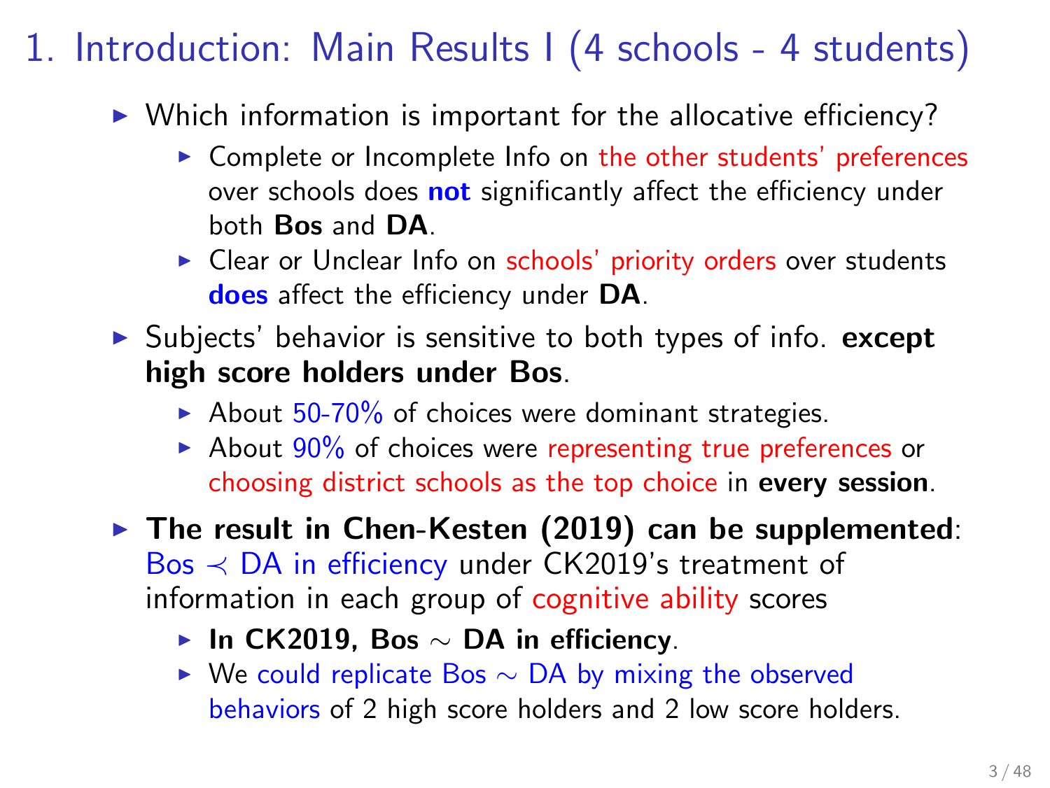# 1. Introduction: Main Results I (4 schools - 4 students)

- Which information is important for the allocative efficiency?
  - Complete or Incomplete Info on the other students' preferences over schools does **not** significantly affect the efficiency under both **Bos** and **DA**.
  - Clear or Unclear Info on schools' priority orders over students **does** affect the efficiency under **DA**.
- Subjects' behavior is sensitive to both types of info. **except high score holders under Bos**.
  - About 50-70% of choices were dominant strategies.
  - About 90% of choices were representing true preferences or choosing district schools as the top choice in **every session**.
- **The result in Chen-Kesten (2019) can be supplemented**: Bos $\prec$ DA in efficiency under CK2019's treatment of information in each group of cognitive ability scores
  - **In CK2019, Bos $\sim$ DA in efficiency**.
  - We could replicate Bos $\sim$ DA by mixing the observed behaviors of 2 high score holders and 2 low score holders.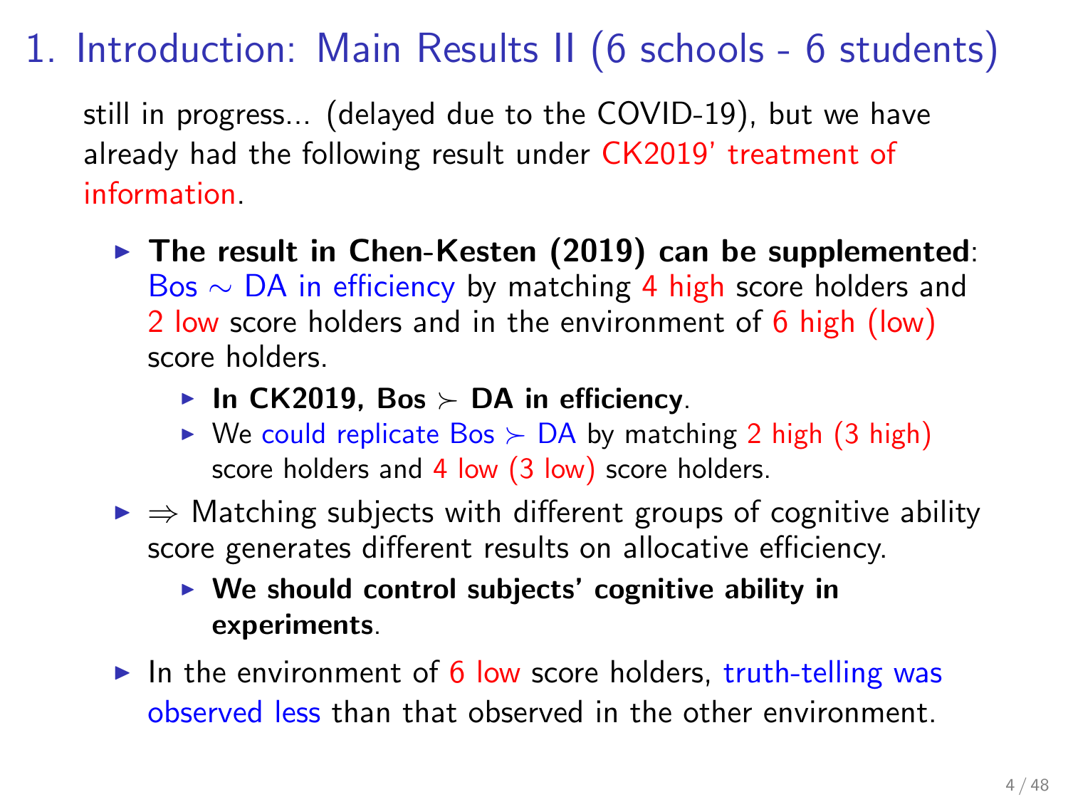# 1. Introduction: Main Results II (6 schools - 6 students)

still in progress... (delayed due to the COVID-19), but we have already had the following result under CK2019' treatment of information.

- **The result in Chen-Kesten (2019) can be supplemented**: Bos $\sim$ DA in efficiency by matching 4 high score holders and 2 low score holders and in the environment of 6 high (low) score holders.
  - **In CK2019, Bos $\succ$ DA in efficiency**.
  - We could replicate Bos $\succ$ DA by matching 2 high (3 high) score holders and 4 low (3 low) score holders.
- $\Rightarrow$ Matching subjects with different groups of cognitive ability score generates different results on allocative efficiency.
  - **We should control subjects' cognitive ability in experiments**.
- In the environment of 6 low score holders, truth-telling was observed less than that observed in the other environment.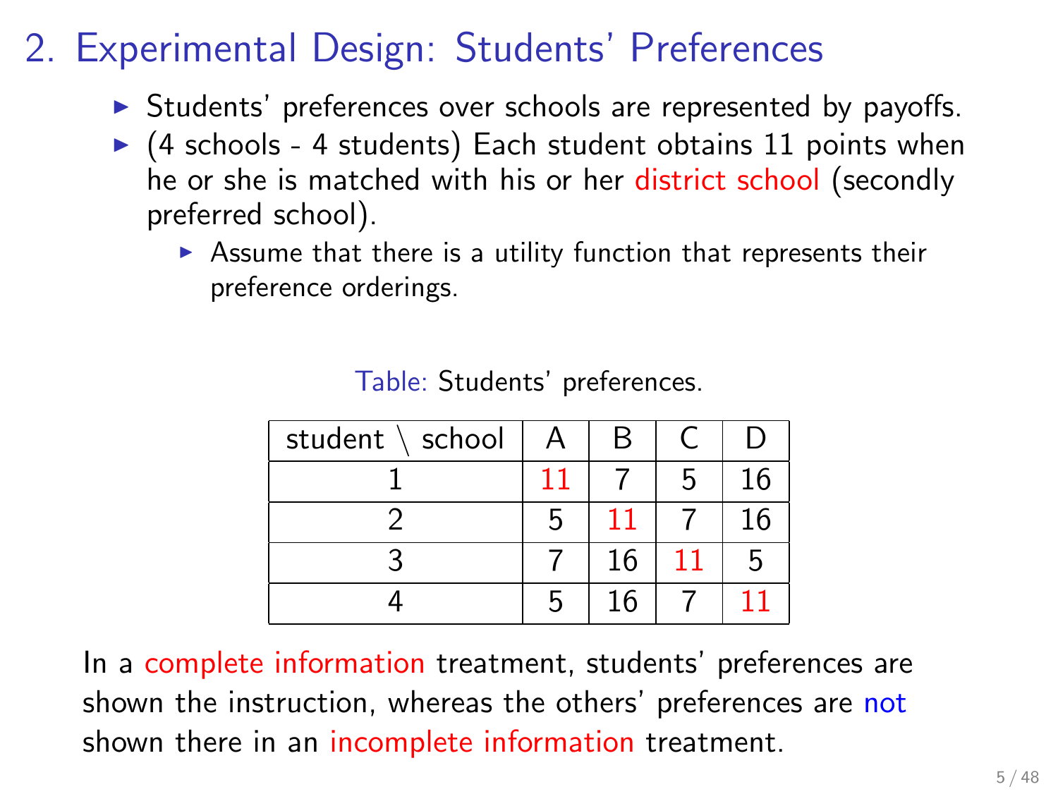# 2. Experimental Design: Students' Preferences

- Students' preferences over schools are represented by payoffs.
- (4 schools - 4 students) Each student obtains 11 points when he or she is matched with his or her district school (secondly preferred school).
  - Assume that there is a utility function that represents their preference orderings.

Table: Students' preferences.

| student \ school | A | B | C | D |
|---|---|---|---|---|
| 1 | 11 | 7 | 5 | 16 |
| 2 | 5 | 11 | 7 | 16 |
| 3 | 7 | 16 | 11 | 5 |
| 4 | 5 | 16 | 7 | 11 |

In a complete information treatment, students' preferences are shown the instruction, whereas the others' preferences are not shown there in an incomplete information treatment.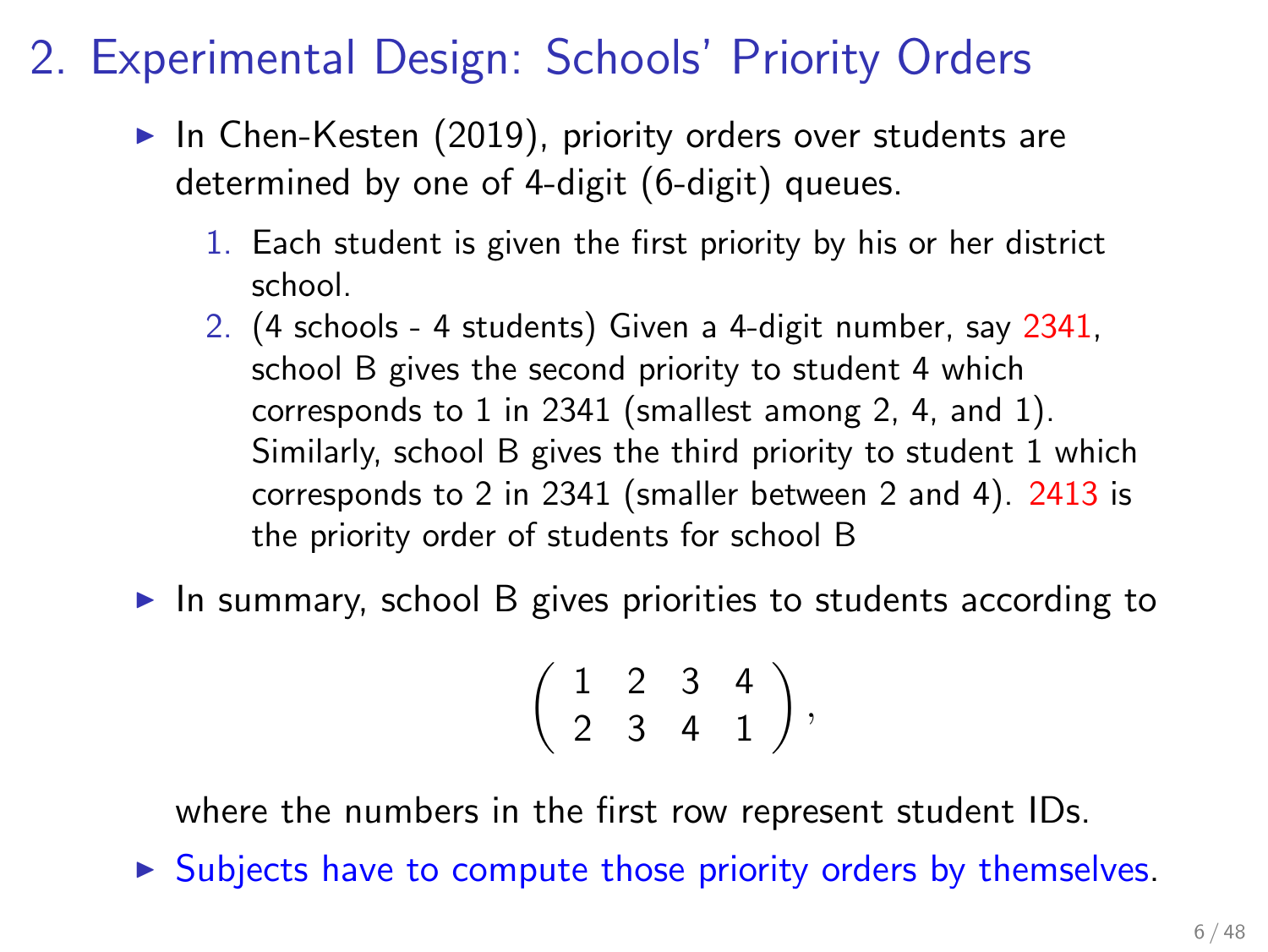# 2. Experimental Design: Schools' Priority Orders

- In Chen-Kesten (2019), priority orders over students are determined by one of 4-digit (6-digit) queues.
  1. Each student is given the first priority by his or her district school.
  2. (4 schools - 4 students) Given a 4-digit number, say 2341, school B gives the second priority to student 4 which corresponds to 1 in 2341 (smallest among 2, 4, and 1). Similarly, school B gives the third priority to student 1 which corresponds to 2 in 2341 (smaller between 2 and 4). 2413 is the priority order of students for school B
- In summary, school B gives priorities to students according to

$$\begin{pmatrix} 1 & 2 & 3 & 4 \\ 2 & 3 & 4 & 1 \end{pmatrix},$$

  where the numbers in the first row represent student IDs.
- Subjects have to compute those priority orders by themselves.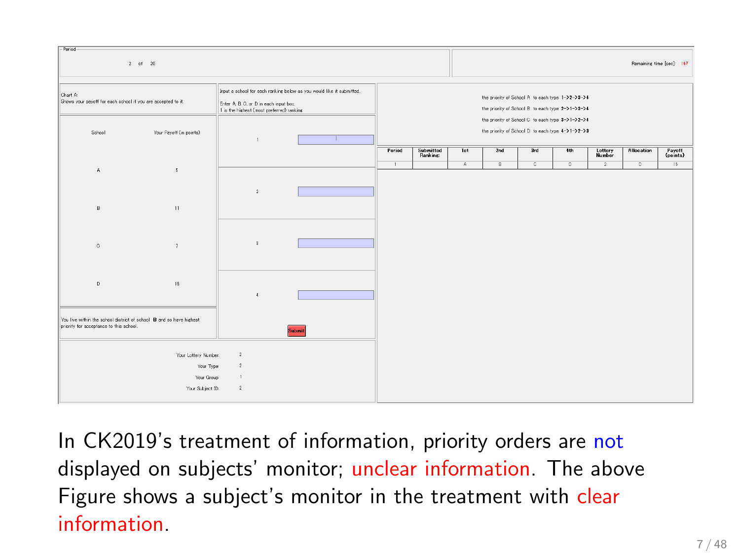Period

2 of 20

Remaining time [sec]: 167

Chart A:
Shows your payoff for each school if you are accepted to it.

| School | Your Payoff (in points) |
| --- | --- |
| A | 5 |
| B | 11 |
| C | 7 |
| D | 16 |

You live within the school district of school B and so have highest priority for acceptance to this school.

Input a school for each ranking below as you would like it submitted.

Enter A, B, C, or D in each input box.
1 is the highest (most preferred) ranking.

1

2

3

4

Submit

Your Lottery Number: 2
Your Type: 2
Your Group: 1
Your Subject ID: 2

the priority of School A to each type: 1->2->3->4
the priority of School B to each type: 2->1->3->4
the priority of School C to each type: 3->1->2->4
the priority of School D to each type: 4->1->2->3

| Period | Submitted Ranking | 1st | 2nd | 3rd | 4th | Lottery Number | Allocation | Payoff (points) |
| --- | --- | --- | --- | --- | --- | --- | --- | --- |
| 1 | | A | B | C | D | 2 | D | 16 |

In CK2019's treatment of information, priority orders are not displayed on subjects' monitor; unclear information. The above Figure shows a subject's monitor in the treatment with clear information.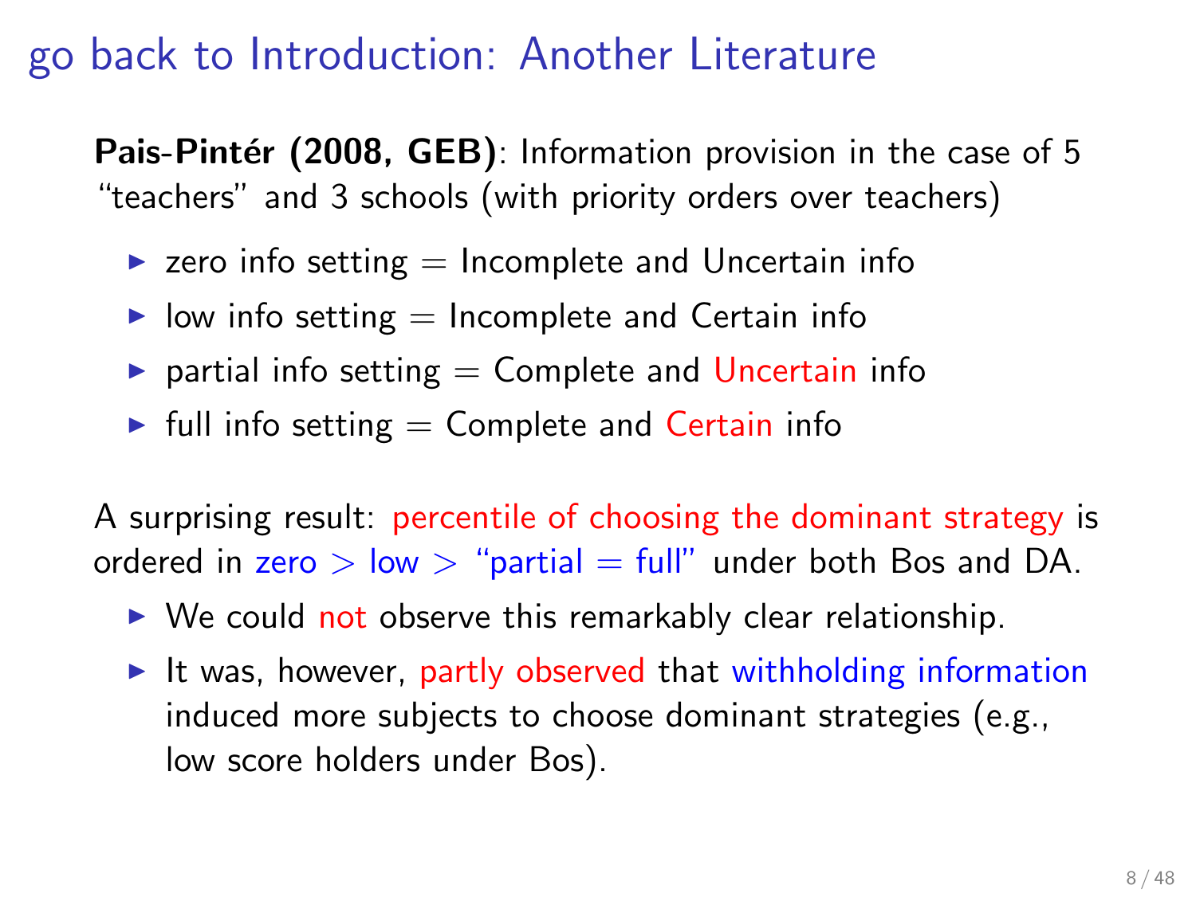# go back to Introduction: Another Literature

**Pais-Pintér (2008, GEB)**: Information provision in the case of 5 "teachers" and 3 schools (with priority orders over teachers)

- zero info setting = Incomplete and Uncertain info
- low info setting = Incomplete and Certain info
- partial info setting = Complete and Uncertain info
- full info setting = Complete and Certain info

A surprising result: percentile of choosing the dominant strategy is ordered in zero > low > "partial = full" under both Bos and DA.

- We could not observe this remarkably clear relationship.
- It was, however, partly observed that withholding information induced more subjects to choose dominant strategies (e.g., low score holders under Bos).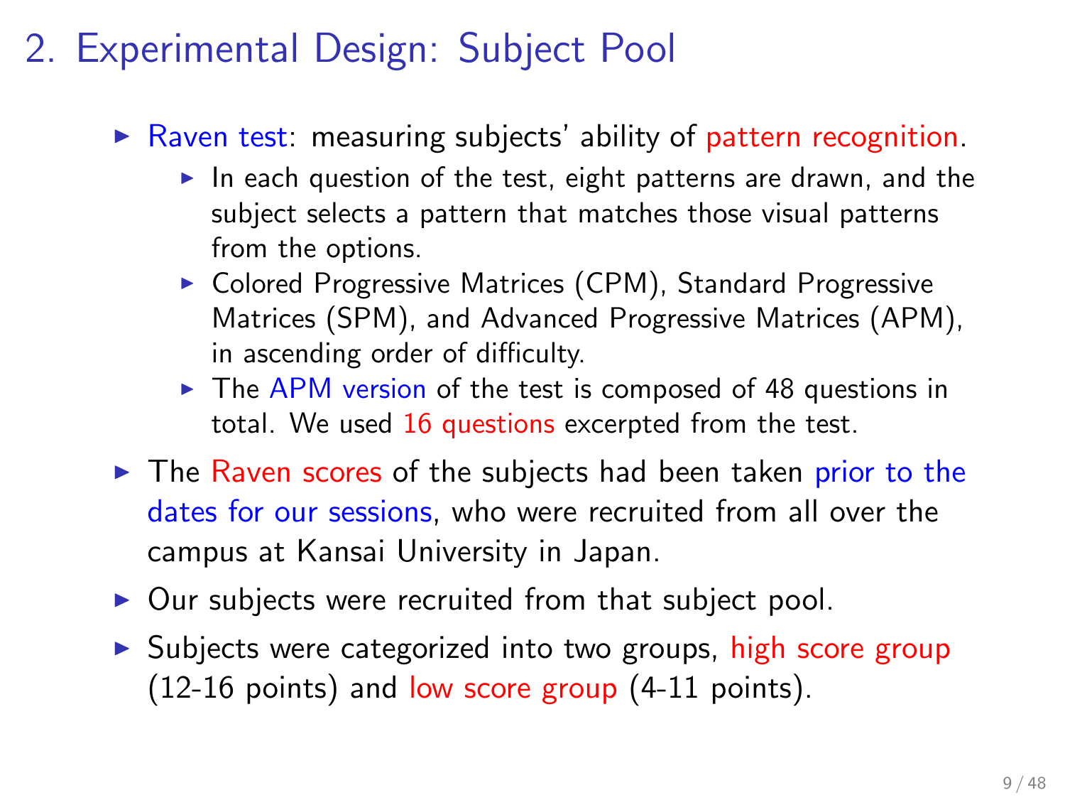# 2. Experimental Design: Subject Pool

- Raven test: measuring subjects' ability of pattern recognition.
  - In each question of the test, eight patterns are drawn, and the subject selects a pattern that matches those visual patterns from the options.
  - Colored Progressive Matrices (CPM), Standard Progressive Matrices (SPM), and Advanced Progressive Matrices (APM), in ascending order of difficulty.
  - The APM version of the test is composed of 48 questions in total. We used 16 questions excerpted from the test.
- The Raven scores of the subjects had been taken prior to the dates for our sessions, who were recruited from all over the campus at Kansai University in Japan.
- Our subjects were recruited from that subject pool.
- Subjects were categorized into two groups, high score group (12-16 points) and low score group (4-11 points).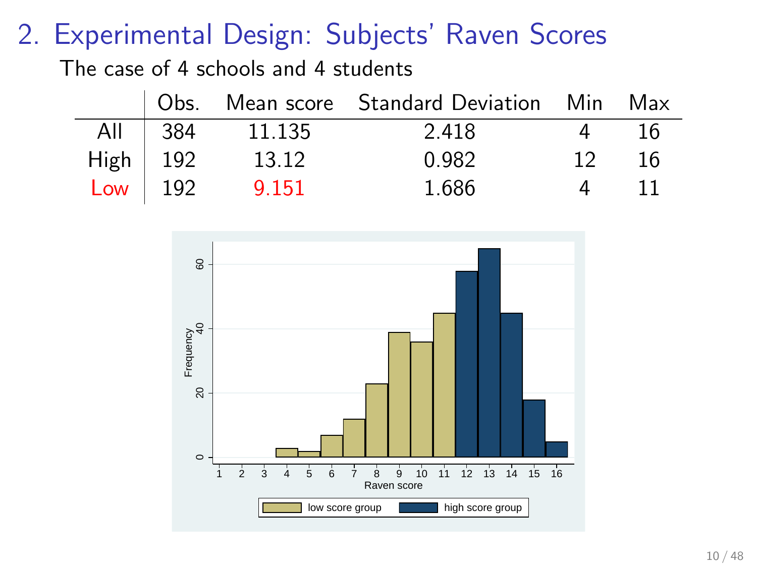# 2. Experimental Design: Subjects' Raven Scores

The case of 4 schools and 4 students

| | Obs. | Mean score | Standard Deviation | Min | Max |
|---|---|---|---|---|---|
| All | 384 | 11.135 | 2.418 | 4 | 16 |
| High | 192 | 13.12 | 0.982 | 12 | 16 |
| Low | 192 | 9.151 | 1.686 | 4 | 11 |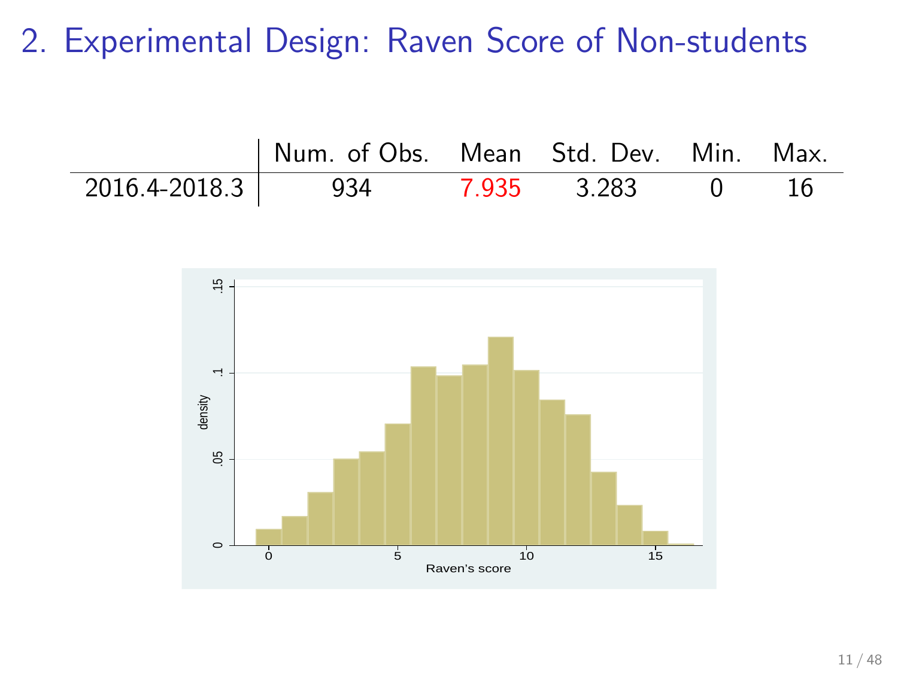## 2. Experimental Design: Raven Score of Non-students

| | Num. of Obs. | Mean | Std. Dev. | Min. | Max. |
|---|---|---|---|---|---|
| 2016.4-2018.3 | 934 | 7.935 | 3.283 | 0 | 16 |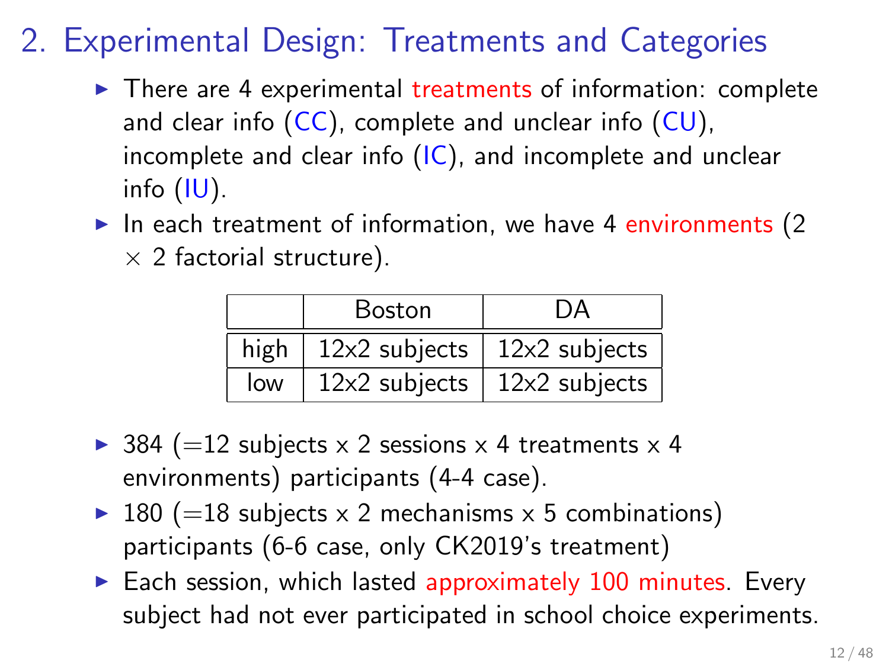# 2. Experimental Design: Treatments and Categories

- There are 4 experimental treatments of information: complete and clear info (CC), complete and unclear info (CU), incomplete and clear info (IC), and incomplete and unclear info (IU).
- In each treatment of information, we have 4 environments (2 $\times$ 2 factorial structure).

| | Boston | DA |
|---|---|---|
| high | 12x2 subjects | 12x2 subjects |
| low | 12x2 subjects | 12x2 subjects |

- 384 (=12 subjects x 2 sessions x 4 treatments x 4 environments) participants (4-4 case).
- 180 (=18 subjects x 2 mechanisms x 5 combinations) participants (6-6 case, only CK2019's treatment)
- Each session, which lasted approximately 100 minutes. Every subject had not ever participated in school choice experiments.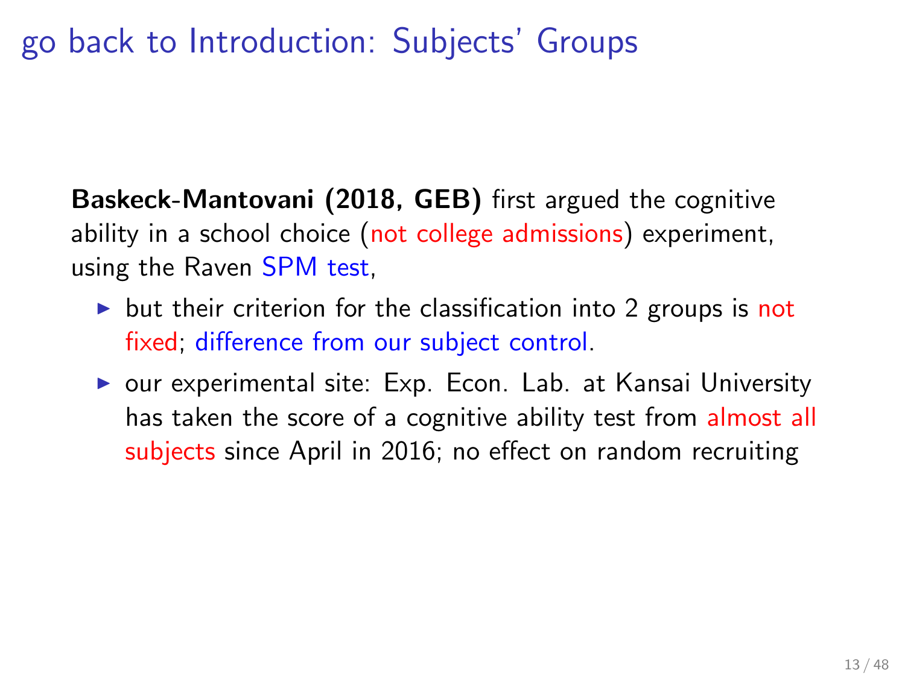# go back to Introduction: Subjects' Groups

**Baskeck-Mantovani (2018, GEB)** first argued the cognitive ability in a school choice (not college admissions) experiment, using the Raven SPM test,

- but their criterion for the classification into 2 groups is not fixed; difference from our subject control.
- our experimental site: Exp. Econ. Lab. at Kansai University has taken the score of a cognitive ability test from almost all subjects since April in 2016; no effect on random recruiting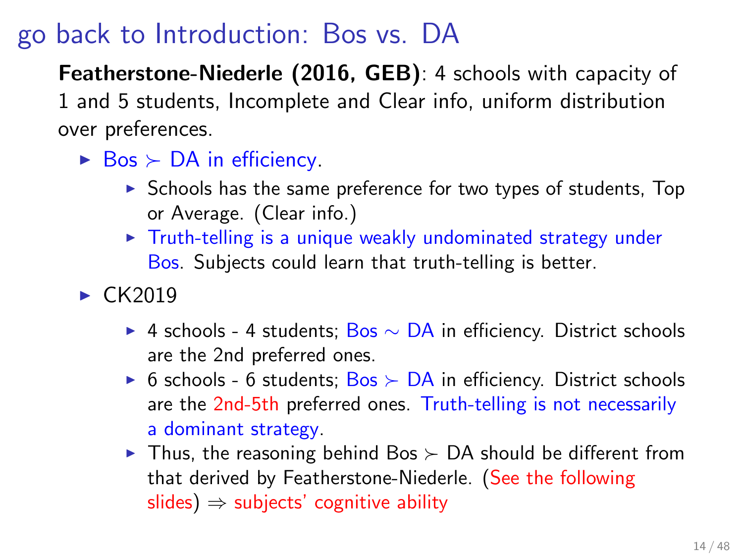# go back to Introduction: Bos vs. DA

**Featherstone-Niederle (2016, GEB)**: 4 schools with capacity of 1 and 5 students, Incomplete and Clear info, uniform distribution over preferences.

- Bos $\succ$ DA in efficiency.
  - Schools has the same preference for two types of students, Top or Average. (Clear info.)
  - Truth-telling is a unique weakly undominated strategy under Bos. Subjects could learn that truth-telling is better.
- CK2019
  - 4 schools - 4 students; Bos $\sim$ DA in efficiency. District schools are the 2nd preferred ones.
  - 6 schools - 6 students; Bos $\succ$ DA in efficiency. District schools are the 2nd-5th preferred ones. Truth-telling is not necessarily a dominant strategy.
  - Thus, the reasoning behind Bos $\succ$ DA should be different from that derived by Featherstone-Niederle. (See the following slides) $\Rightarrow$ subjects' cognitive ability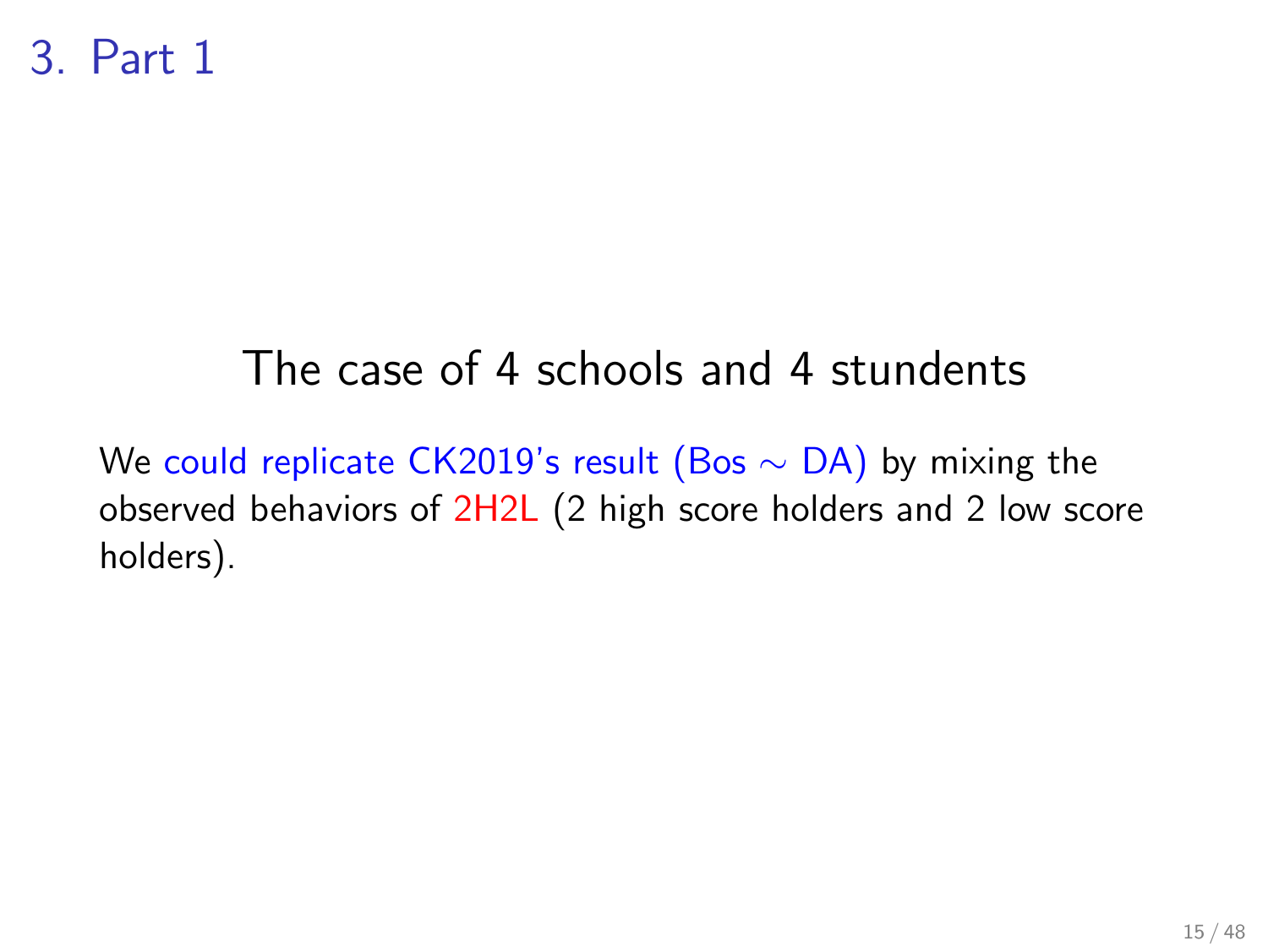# 3. Part 1

## The case of 4 schools and 4 stundents

We could replicate CK2019's result (Bos $\sim$ DA) by mixing the observed behaviors of 2H2L (2 high score holders and 2 low score holders).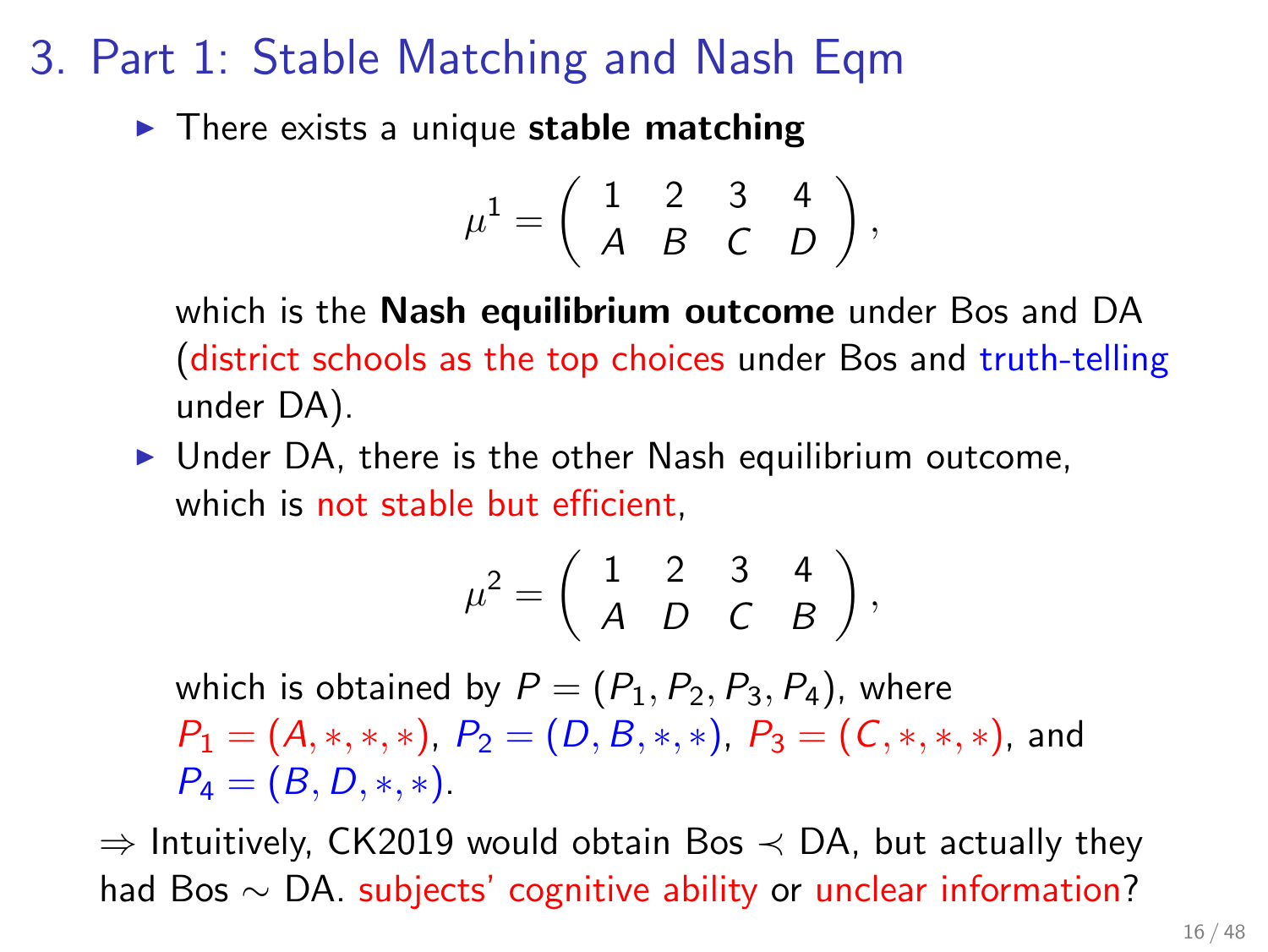## 3. Part 1: Stable Matching and Nash Eqm

- There exists a unique **stable matching**

$$\mu^1 = \left( \begin{array}{cccc} 1 & 2 & 3 & 4 \\ A & B & C & D \end{array} \right),$$

which is the **Nash equilibrium outcome** under Bos and DA (district schools as the top choices under Bos and truth-telling under DA).

- Under DA, there is the other Nash equilibrium outcome, which is not stable but efficient,

$$\mu^2 = \left( \begin{array}{cccc} 1 & 2 & 3 & 4 \\ A & D & C & B \end{array} \right),$$

which is obtained by $P = (P_1, P_2, P_3, P_4)$, where $P_1 = (A, *, *, *)$, $P_2 = (D, B, *, *)$, $P_3 = (C, *, *, *)$, and $P_4 = (B, D, *, *)$.

$\Rightarrow$ Intuitively, CK2019 would obtain Bos $\prec$ DA, but actually they had Bos $\sim$ DA. subjects' cognitive ability or unclear information?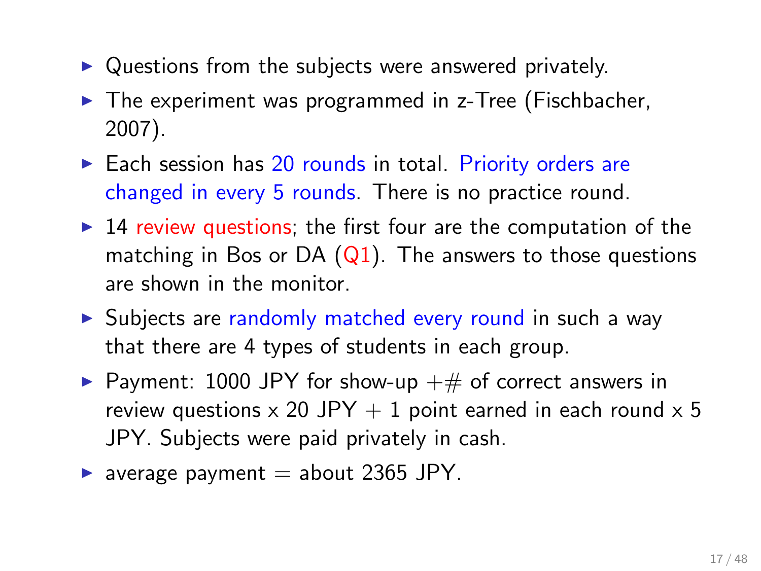- Questions from the subjects were answered privately.
- The experiment was programmed in z-Tree (Fischbacher, 2007).
- Each session has 20 rounds in total. Priority orders are changed in every 5 rounds. There is no practice round.
- 14 review questions; the first four are the computation of the matching in Bos or DA (Q1). The answers to those questions are shown in the monitor.
- Subjects are randomly matched every round in such a way that there are 4 types of students in each group.
- Payment: 1000 JPY for show-up +# of correct answers in review questions x 20 JPY + 1 point earned in each round x 5 JPY. Subjects were paid privately in cash.
- average payment = about 2365 JPY.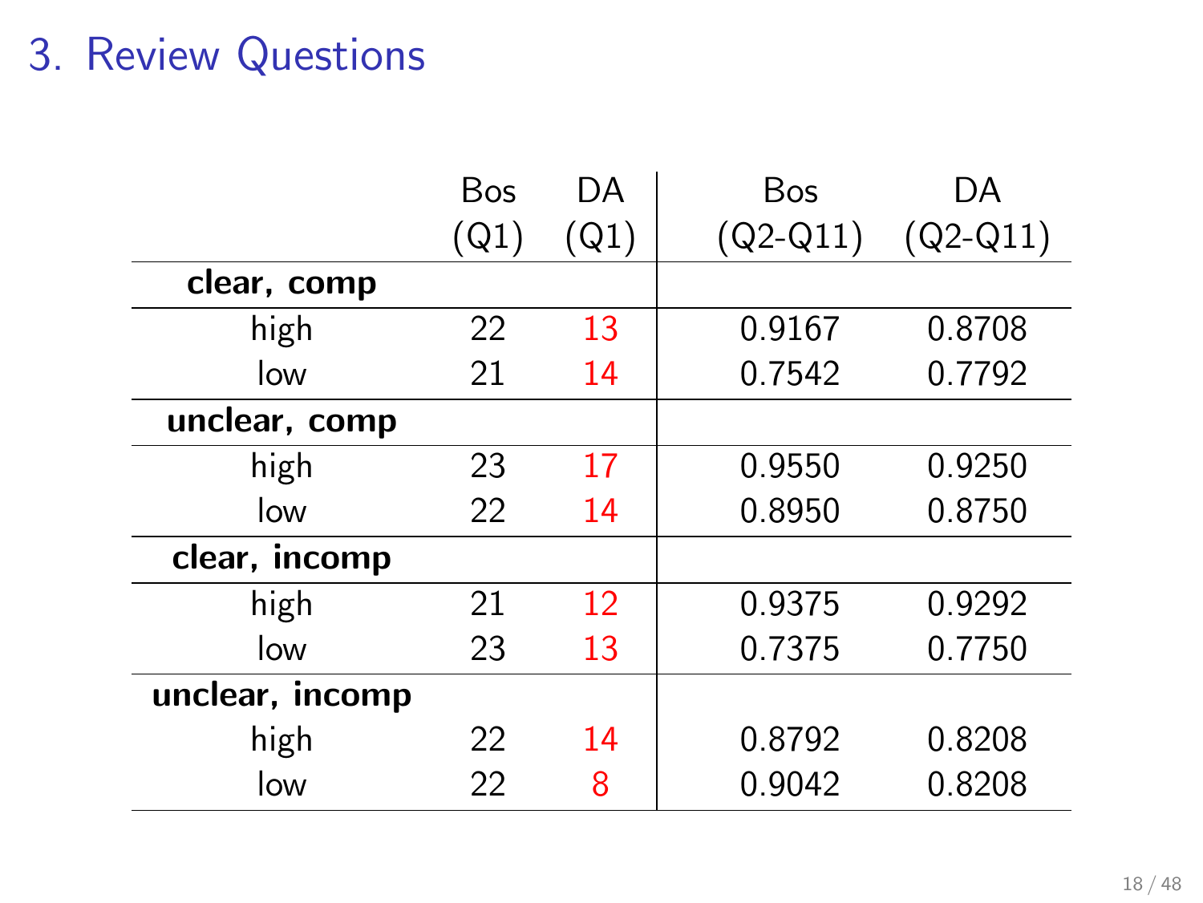# 3. Review Questions

| | Bos (Q1) | DA (Q1) | Bos (Q2-Q11) | DA (Q2-Q11) |
|---|---|---|---|---|
| **clear, comp** | | | | |
| high | 22 | 13 | 0.9167 | 0.8708 |
| low | 21 | 14 | 0.7542 | 0.7792 |
| **unclear, comp** | | | | |
| high | 23 | 17 | 0.9550 | 0.9250 |
| low | 22 | 14 | 0.8950 | 0.8750 |
| **clear, incomp** | | | | |
| high | 21 | 12 | 0.9375 | 0.9292 |
| low | 23 | 13 | 0.7375 | 0.7750 |
| **unclear, incomp** | | | | |
| high | 22 | 14 | 0.8792 | 0.8208 |
| low | 22 | 8 | 0.9042 | 0.8208 |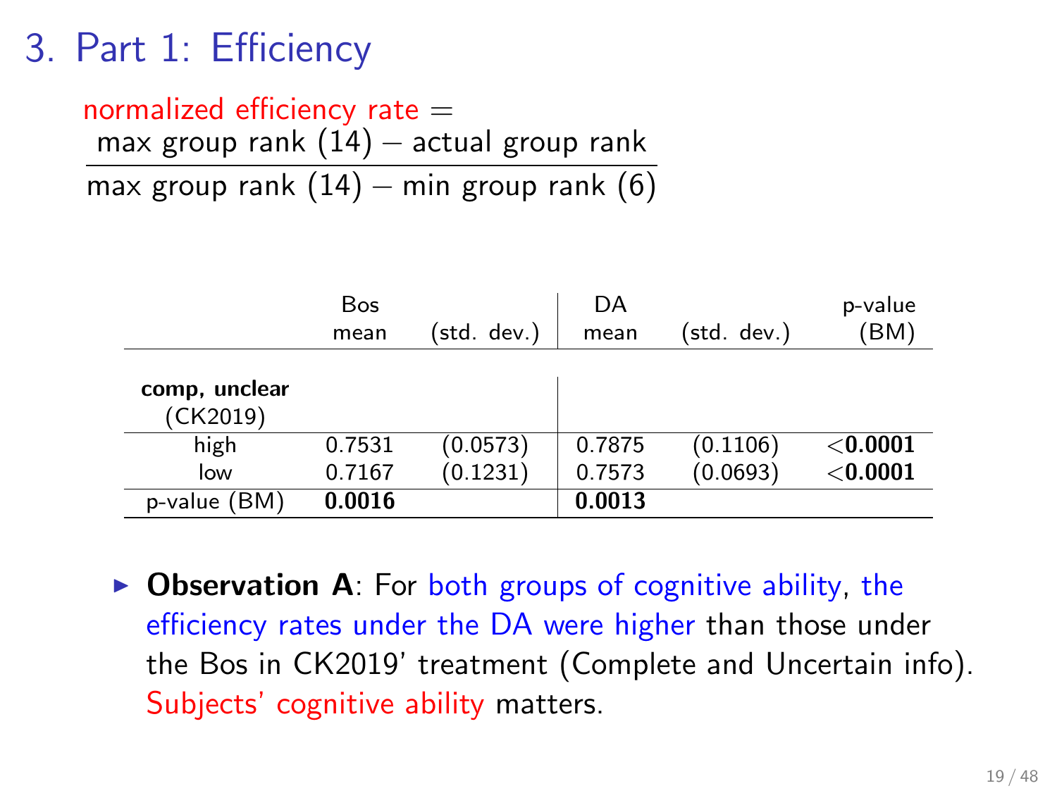# 3. Part 1: Efficiency

normalized efficiency rate =

$$\frac{\text{max group rank (14)} - \text{actual group rank}}{\text{max group rank (14)} - \text{min group rank (6)}}$$

| | Bos mean | (std. dev.) | DA mean | (std. dev.) | p-value (BM) |
|---|---|---|---|---|---|
| **comp, unclear** (CK2019) | | | | | |
| high | 0.7531 | (0.0573) | 0.7875 | (0.1106) | <**0.0001** |
| low | 0.7167 | (0.1231) | 0.7573 | (0.0693) | <**0.0001** |
| p-value (BM) | **0.0016** | | **0.0013** | | |

- **Observation A**: For both groups of cognitive ability, the efficiency rates under the DA were higher than those under the Bos in CK2019' treatment (Complete and Uncertain info). Subjects' cognitive ability matters.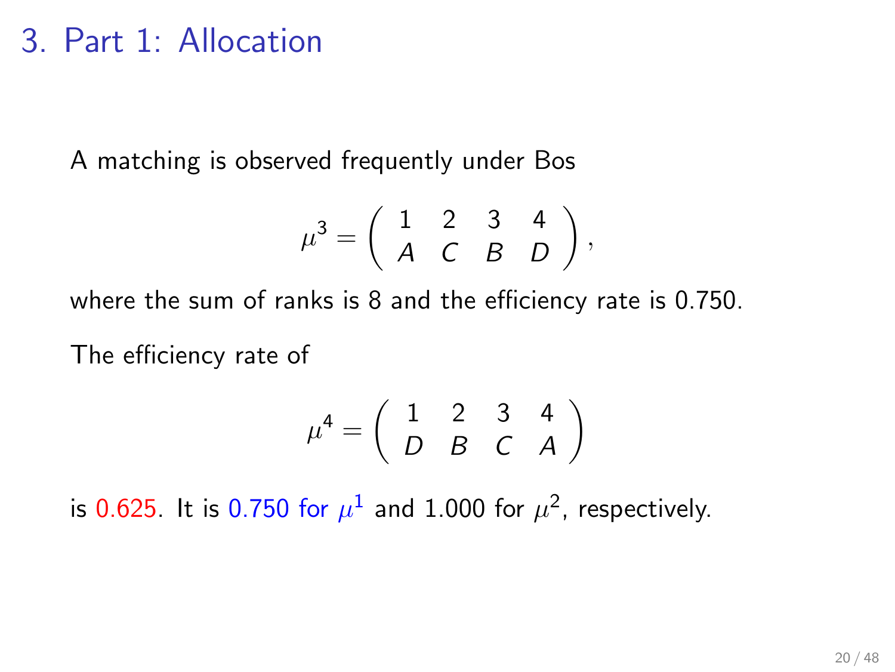# 3. Part 1: Allocation

A matching is observed frequently under Bos

$$\mu^3 = \begin{pmatrix} 1 & 2 & 3 & 4 \\ A & C & B & D \end{pmatrix},$$

where the sum of ranks is 8 and the efficiency rate is 0.750.

The efficiency rate of

$$\mu^4 = \begin{pmatrix} 1 & 2 & 3 & 4 \\ D & B & C & A \end{pmatrix}$$

is 0.625. It is 0.750 for $\mu^1$ and 1.000 for $\mu^2$, respectively.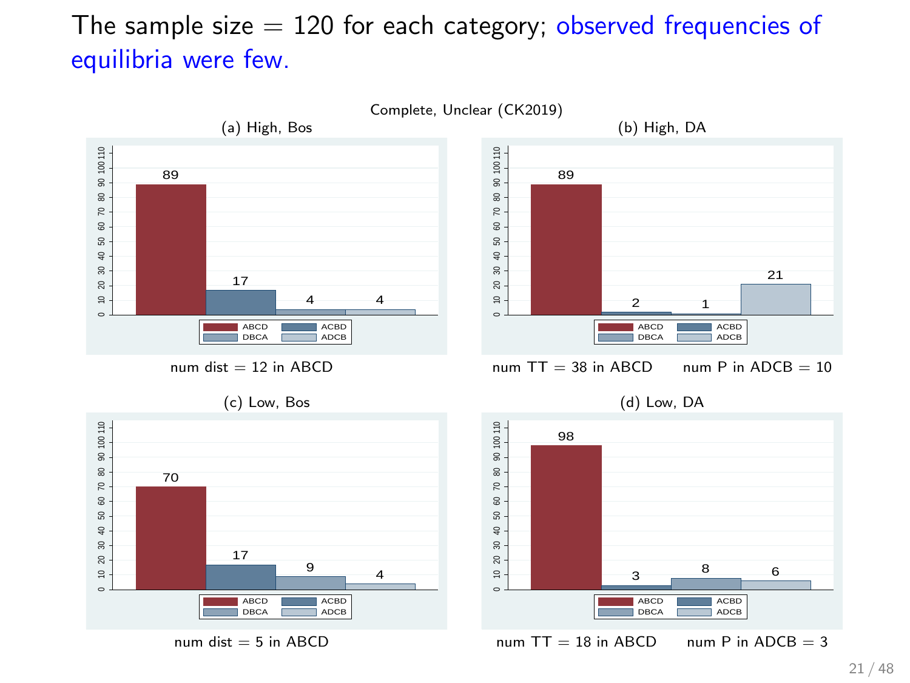The sample size = 120 for each category; observed frequencies of equilibria were few.

Complete, Unclear (CK2019)

(a) High, Bos

| ABCD | ACBD | DBCA | ADCB |
|---|---|---|---|
| 89 | 17 | 4 | 4 |

num dist = 12 in ABCD

(b) High, DA

| ABCD | ACBD | DBCA | ADCB |
|---|---|---|---|
| 89 | 2 | 1 | 21 |

num TT = 38 in ABCD    num P in ADCB = 10

(c) Low, Bos

| ABCD | ACBD | DBCA | ADCB |
|---|---|---|---|
| 70 | 17 | 9 | 4 |

num dist = 5 in ABCD

(d) Low, DA

| ABCD | ACBD | DBCA | ADCB |
|---|---|---|---|
| 98 | 3 | 8 | 6 |

num TT = 18 in ABCD    num P in ADCB = 3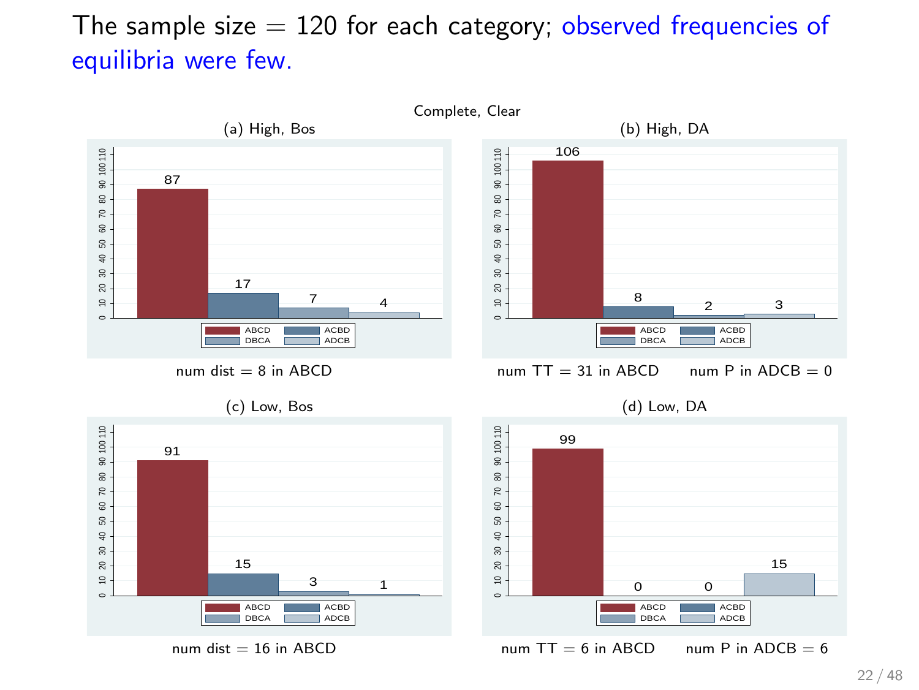The sample size = 120 for each category; observed frequencies of equilibria were few.

Complete, Clear

(a) High, Bos

| ABCD | ACBD | DBCA | ADCB |
| --- | --- | --- | --- |
| 87 | 17 | 7 | 4 |

num dist = 8 in ABCD

(b) High, DA

| ABCD | ACBD | DBCA | ADCB |
| --- | --- | --- | --- |
| 106 | 8 | 2 | 3 |

num TT = 31 in ABCD    num P in ADCB = 0

(c) Low, Bos

| ABCD | ACBD | DBCA | ADCB |
| --- | --- | --- | --- |
| 91 | 15 | 3 | 1 |

num dist = 16 in ABCD

(d) Low, DA

| ABCD | ACBD | DBCA | ADCB |
| --- | --- | --- | --- |
| 99 | 0 | 0 | 15 |

num TT = 6 in ABCD    num P in ADCB = 6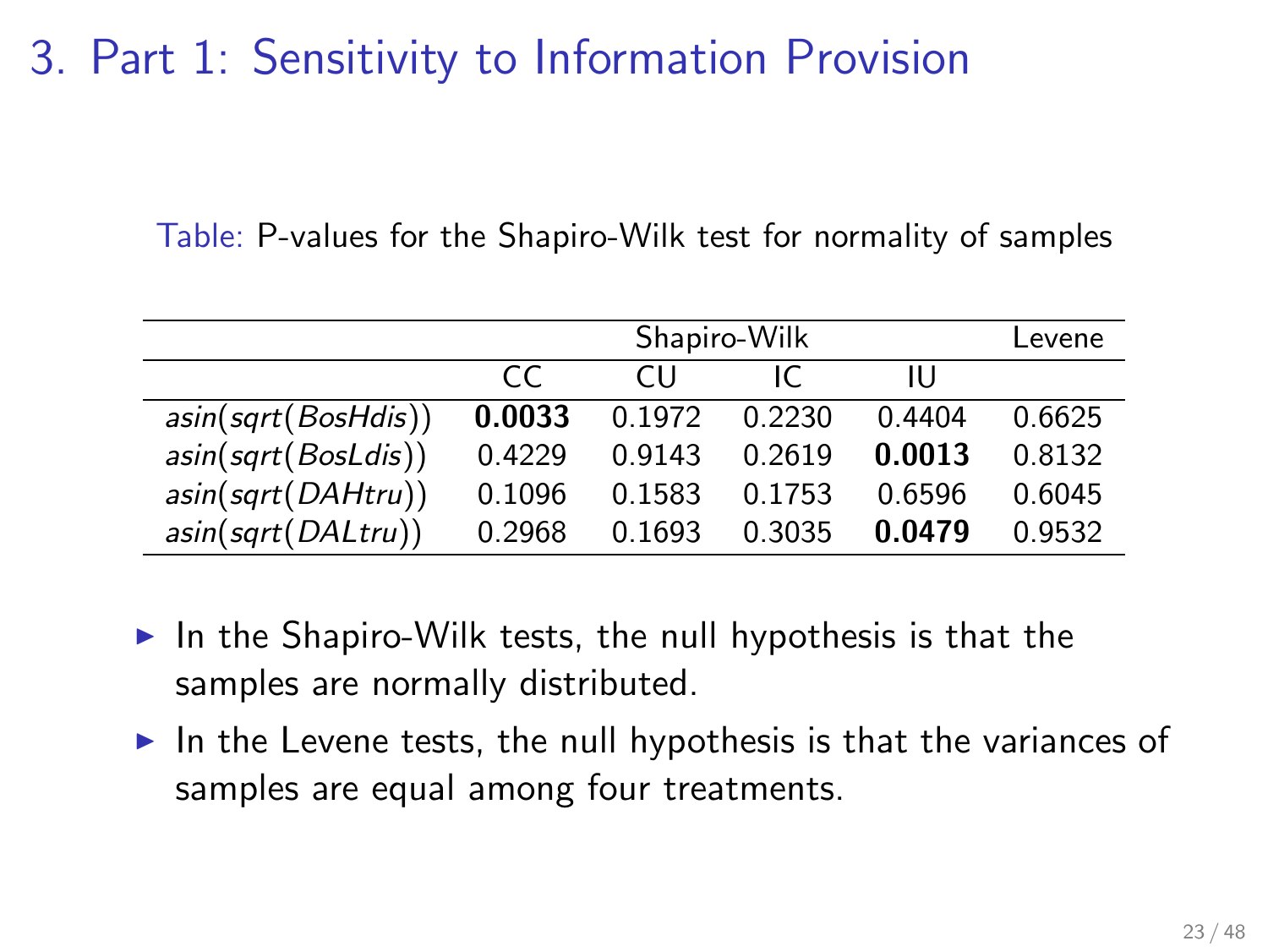# 3. Part 1: Sensitivity to Information Provision

Table: P-values for the Shapiro-Wilk test for normality of samples

| | Shapiro-Wilk | | | | Levene |
|---|---|---|---|---|---|
| | CC | CU | IC | IU | |
| *asin*(*sqrt*(*BosHdis*)) | **0.0033** | 0.1972 | 0.2230 | 0.4404 | 0.6625 |
| *asin*(*sqrt*(*BosLdis*)) | 0.4229 | 0.9143 | 0.2619 | **0.0013** | 0.8132 |
| *asin*(*sqrt*(*DAHtru*)) | 0.1096 | 0.1583 | 0.1753 | 0.6596 | 0.6045 |
| *asin*(*sqrt*(*DALtru*)) | 0.2968 | 0.1693 | 0.3035 | **0.0479** | 0.9532 |

- In the Shapiro-Wilk tests, the null hypothesis is that the samples are normally distributed.
- In the Levene tests, the null hypothesis is that the variances of samples are equal among four treatments.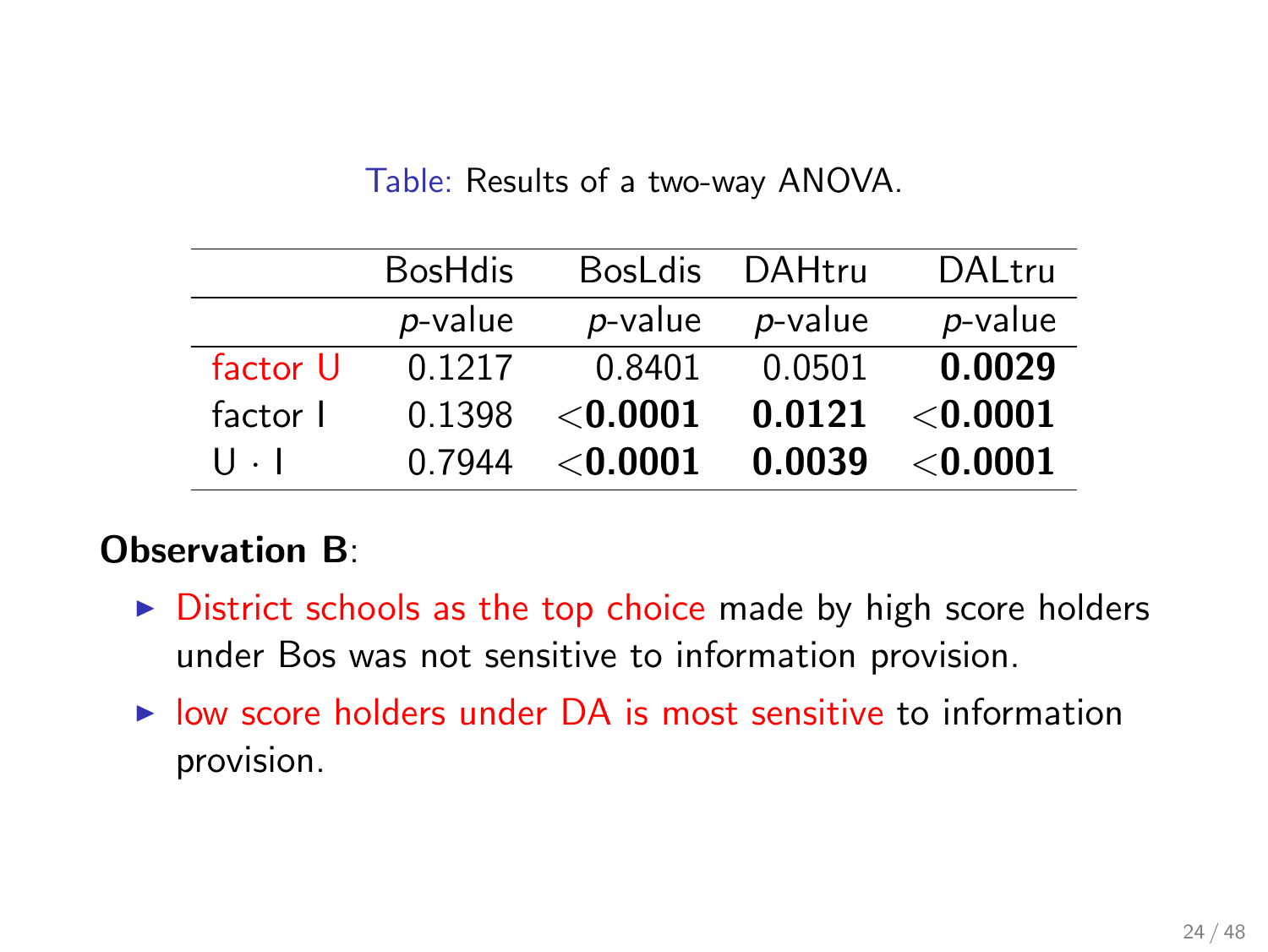Table: Results of a two-way ANOVA.

| | BosHdis | BosLdis | DAHtru | DALtru |
|---|---|---|---|---|
| | *p*-value | *p*-value | *p*-value | *p*-value |
| factor U | 0.1217 | 0.8401 | 0.0501 | **0.0029** |
| factor I | 0.1398 | <**0.0001** | **0.0121** | <**0.0001** |
| $U \cdot I$ | 0.7944 | <**0.0001** | **0.0039** | <**0.0001** |

**Observation B**:

- District schools as the top choice made by high score holders under Bos was not sensitive to information provision.
- low score holders under DA is most sensitive to information provision.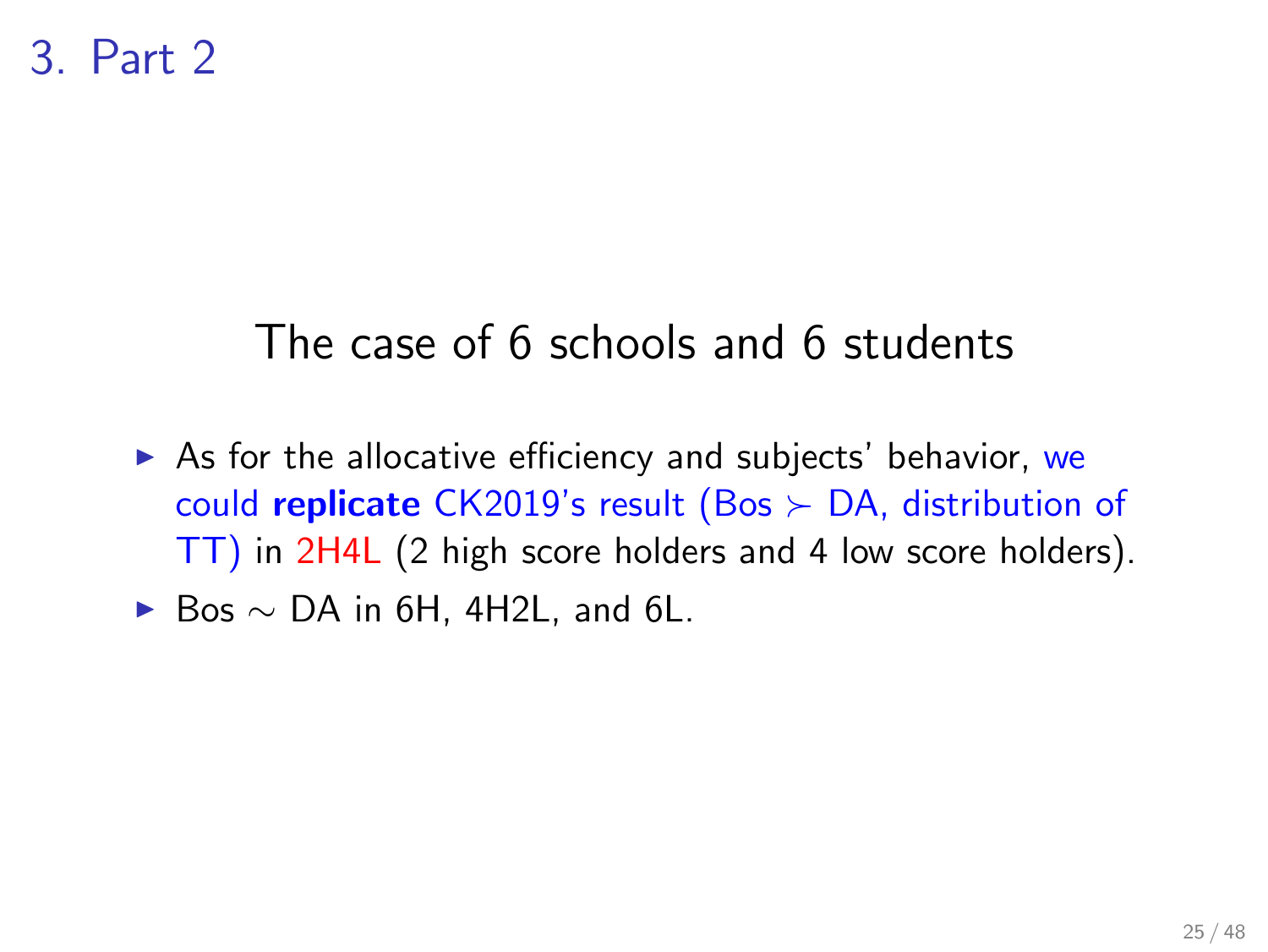# 3. Part 2

## The case of 6 schools and 6 students

- As for the allocative efficiency and subjects' behavior, we could **replicate** CK2019's result (Bos $\succ$ DA, distribution of TT) in 2H4L (2 high score holders and 4 low score holders).
- Bos $\sim$ DA in 6H, 4H2L, and 6L.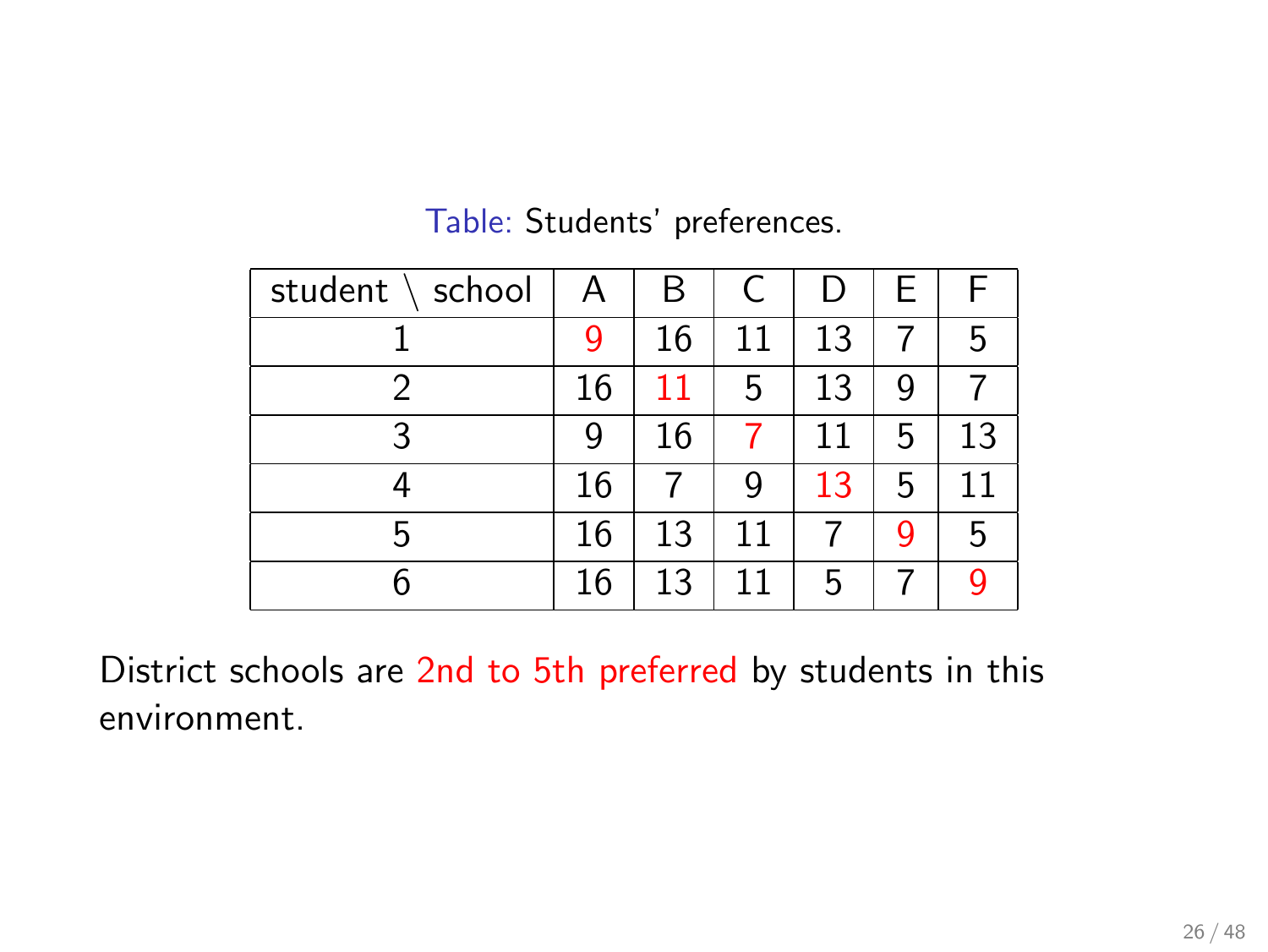Table: Students' preferences.

| student \ school | A | B | C | D | E | F |
|---|---|---|---|---|---|---|
| 1 | 9 | 16 | 11 | 13 | 7 | 5 |
| 2 | 16 | 11 | 5 | 13 | 9 | 7 |
| 3 | 9 | 16 | 7 | 11 | 5 | 13 |
| 4 | 16 | 7 | 9 | 13 | 5 | 11 |
| 5 | 16 | 13 | 11 | 7 | 9 | 5 |
| 6 | 16 | 13 | 11 | 5 | 7 | 9 |

District schools are 2nd to 5th preferred by students in this environment.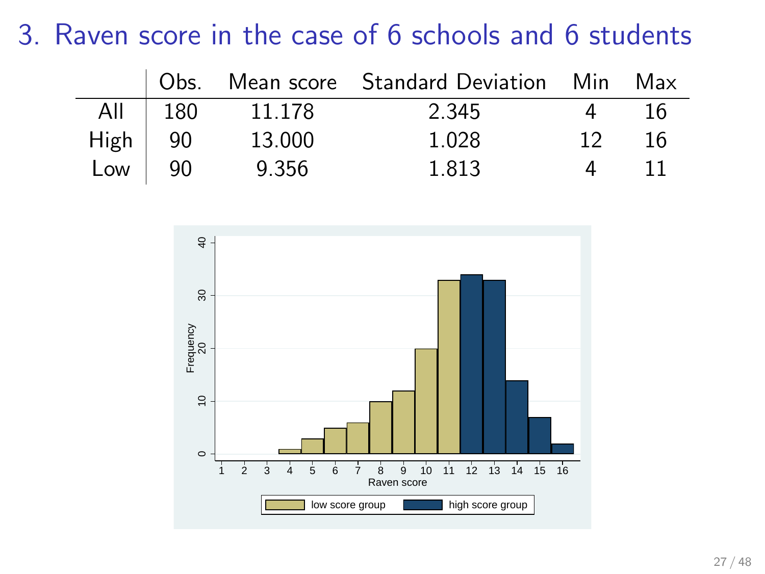# 3. Raven score in the case of 6 schools and 6 students

| | Obs. | Mean score | Standard Deviation | Min | Max |
|---|---|---|---|---|---|
| All | 180 | 11.178 | 2.345 | 4 | 16 |
| High | 90 | 13.000 | 1.028 | 12 | 16 |
| Low | 90 | 9.356 | 1.813 | 4 | 11 |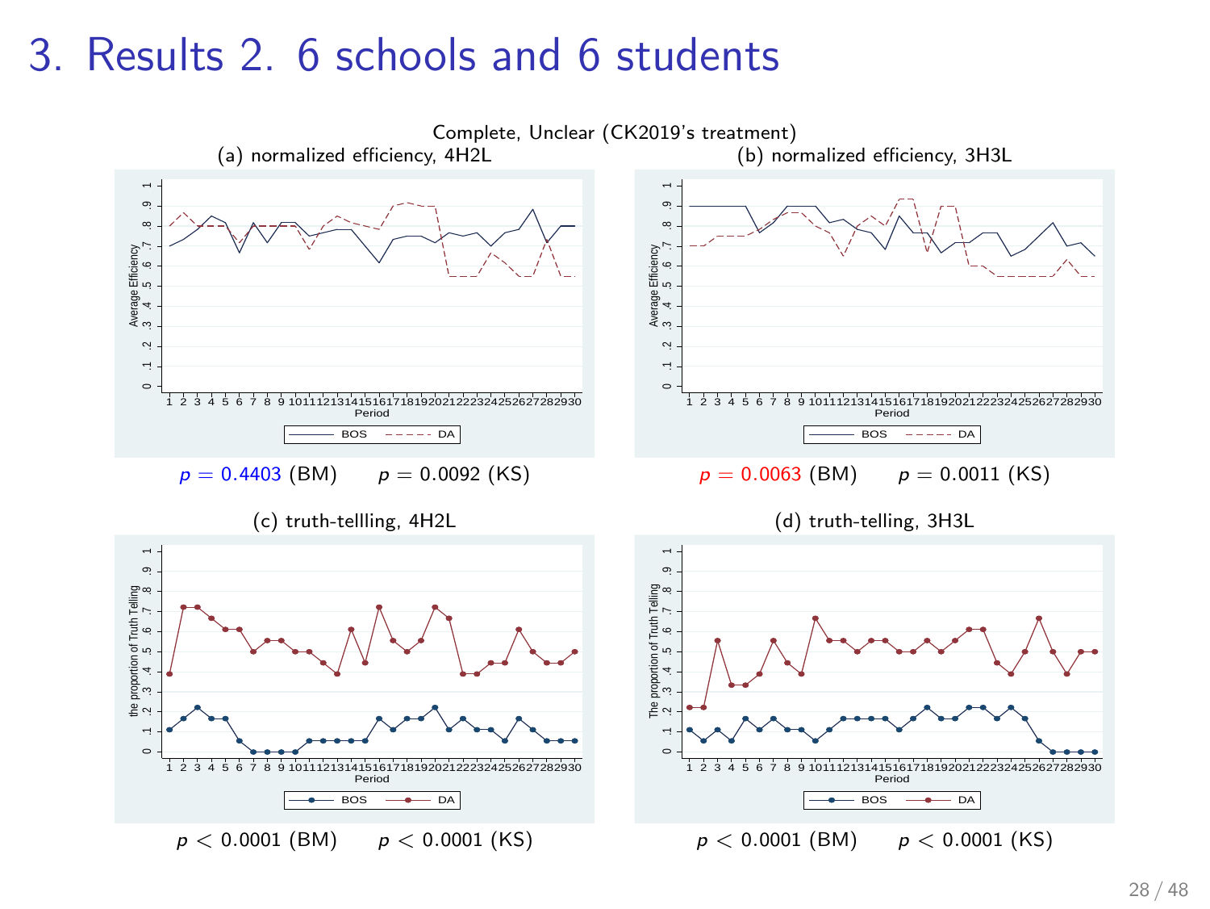# 3. Results 2. 6 schools and 6 students

Complete, Unclear (CK2019's treatment)

(a) normalized efficiency, 4H2L

$p = 0.4403$ (BM) $\quad p = 0.0092$ (KS)

(b) normalized efficiency, 3H3L

$p = 0.0063$ (BM) $\quad p = 0.0011$ (KS)

(c) truth-tellling, 4H2L

$p < 0.0001$ (BM) $\quad p < 0.0001$ (KS)

(d) truth-telling, 3H3L

$p < 0.0001$ (BM) $\quad p < 0.0001$ (KS)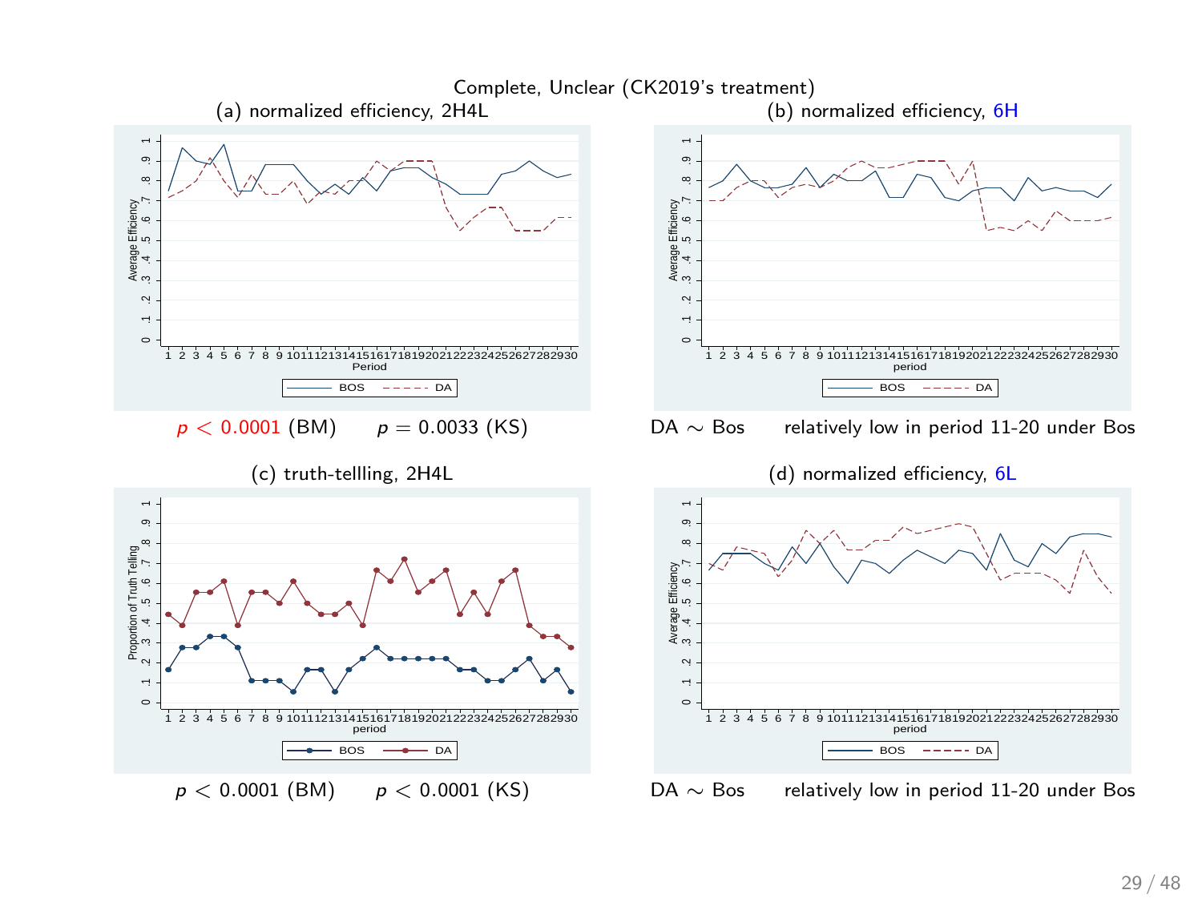# Complete, Unclear (CK2019's treatment)

(a) normalized efficiency, 2H4L

$p < 0.0001$ (BM) $p = 0.0033$ (KS)

(b) normalized efficiency, 6H

DA $\sim$ Bos relatively low in period 11-20 under Bos

(c) truth-tellling, 2H4L

$p < 0.0001$ (BM) $p < 0.0001$ (KS)

(d) normalized efficiency, 6L

DA $\sim$ Bos relatively low in period 11-20 under Bos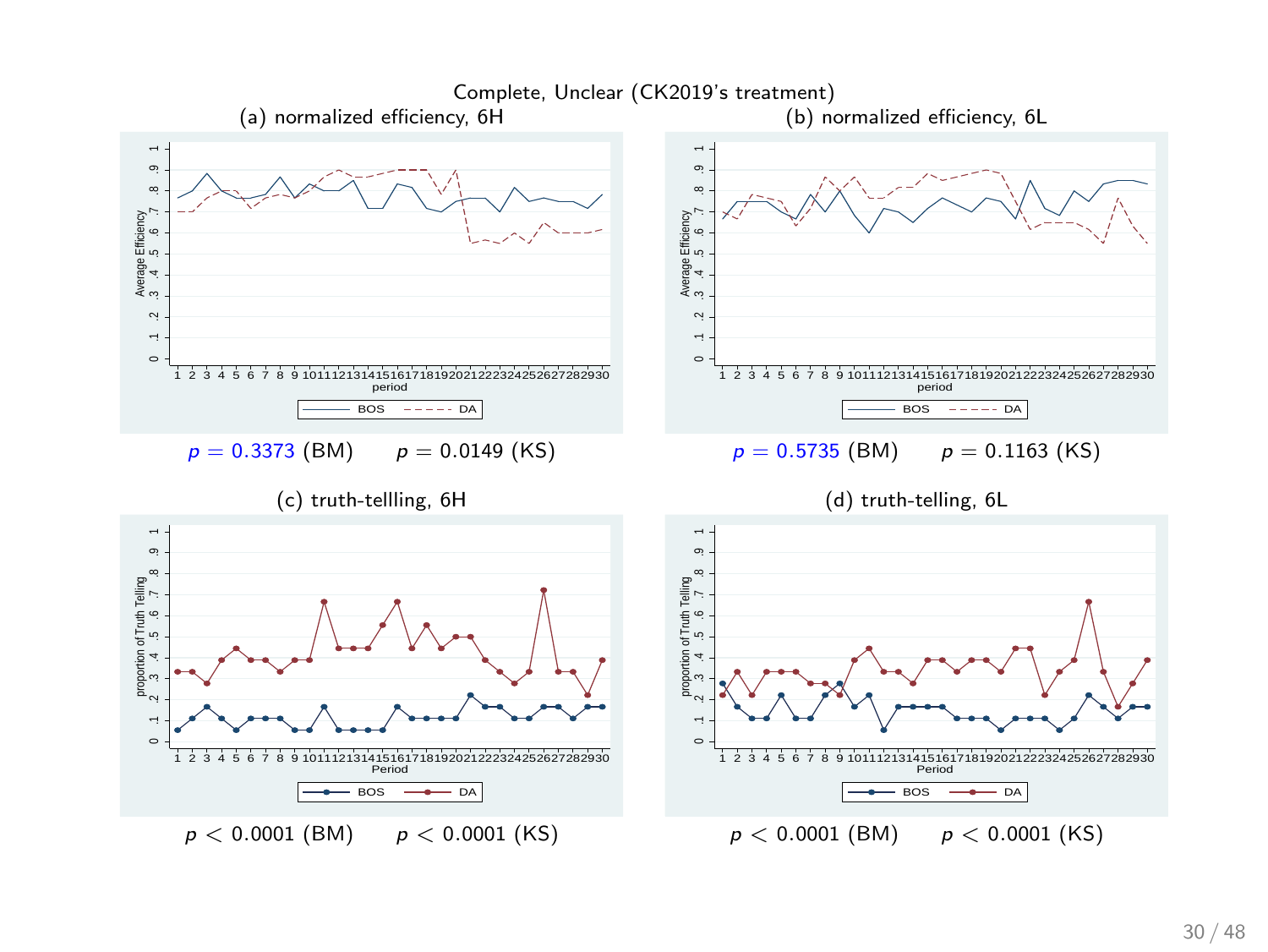# Complete, Unclear (CK2019's treatment)

(a) normalized efficiency, 6H

$p = 0.3373$ (BM) $p = 0.0149$ (KS)

(b) normalized efficiency, 6L

$p = 0.5735$ (BM) $p = 0.1163$ (KS)

(c) truth-tellling, 6H

$p < 0.0001$ (BM) $p < 0.0001$ (KS)

(d) truth-telling, 6L

$p < 0.0001$ (BM) $p < 0.0001$ (KS)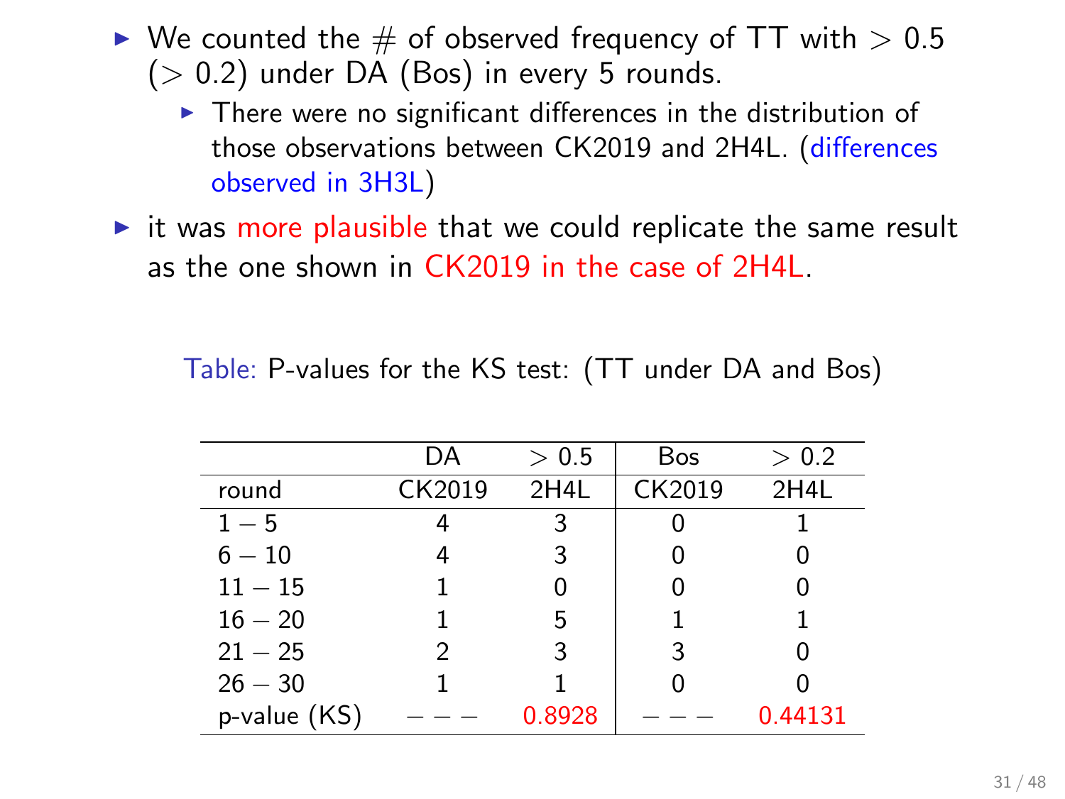- We counted the # of observed frequency of TT with $> 0.5$ ($> 0.2$) under DA (Bos) in every 5 rounds.
  - There were no significant differences in the distribution of those observations between CK2019 and 2H4L. (differences observed in 3H3L)
- it was more plausible that we could replicate the same result as the one shown in CK2019 in the case of 2H4L.

Table: P-values for the KS test: (TT under DA and Bos)

| | DA | $> 0.5$ | Bos | $> 0.2$ |
|---|---|---|---|---|
| round | CK2019 | 2H4L | CK2019 | 2H4L |
| $1-5$ | 4 | 3 | 0 | 1 |
| $6-10$ | 4 | 3 | 0 | 0 |
| $11-15$ | 1 | 0 | 0 | 0 |
| $16-20$ | 1 | 5 | 1 | 1 |
| $21-25$ | 2 | 3 | 3 | 0 |
| $26-30$ | 1 | 1 | 0 | 0 |
| p-value (KS) | $---$ | 0.8928 | $---$ | 0.44131 |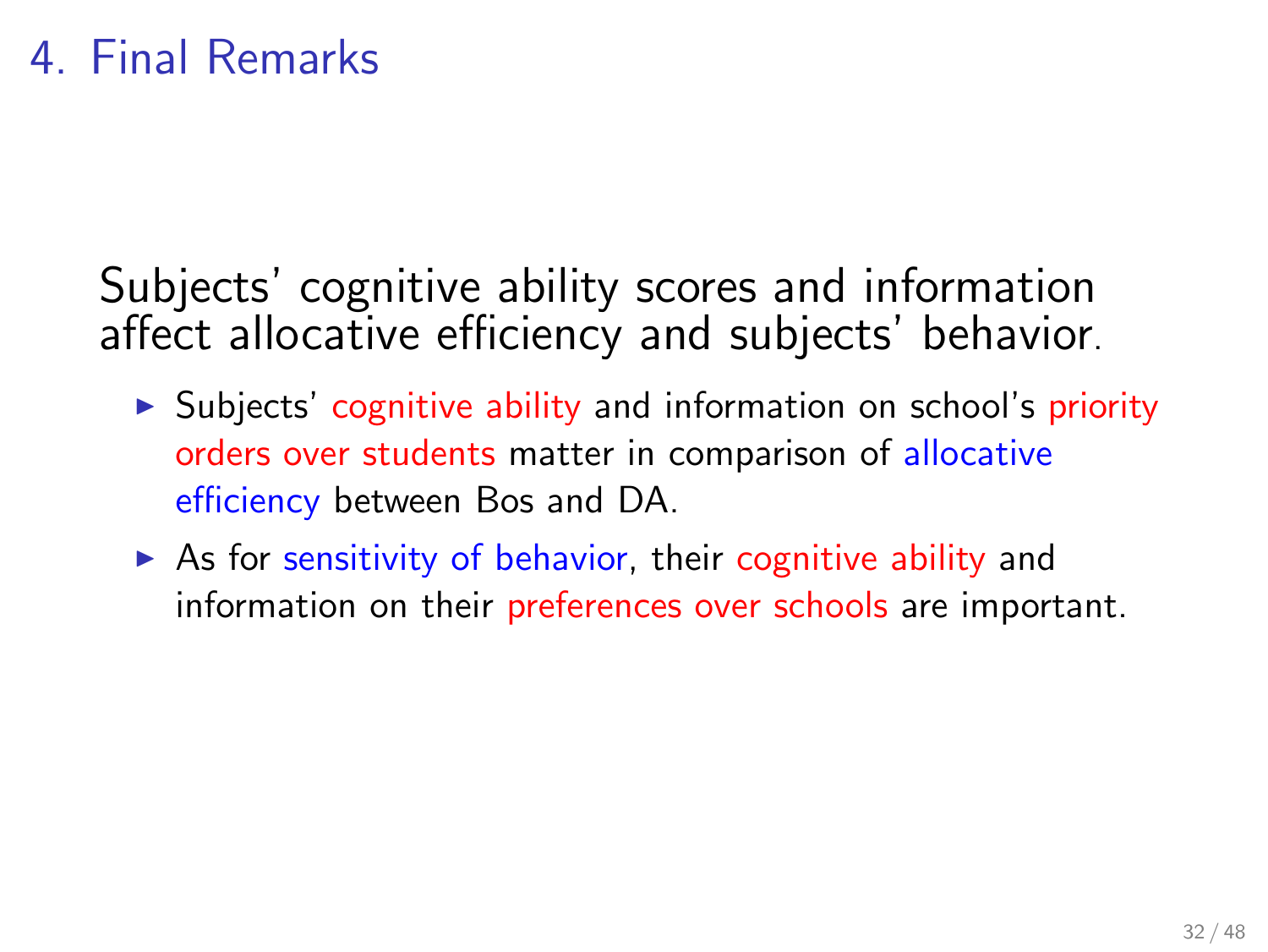# 4. Final Remarks

Subjects' cognitive ability scores and information affect allocative efficiency and subjects' behavior.

- Subjects' cognitive ability and information on school's priority orders over students matter in comparison of allocative efficiency between Bos and DA.
- As for sensitivity of behavior, their cognitive ability and information on their preferences over schools are important.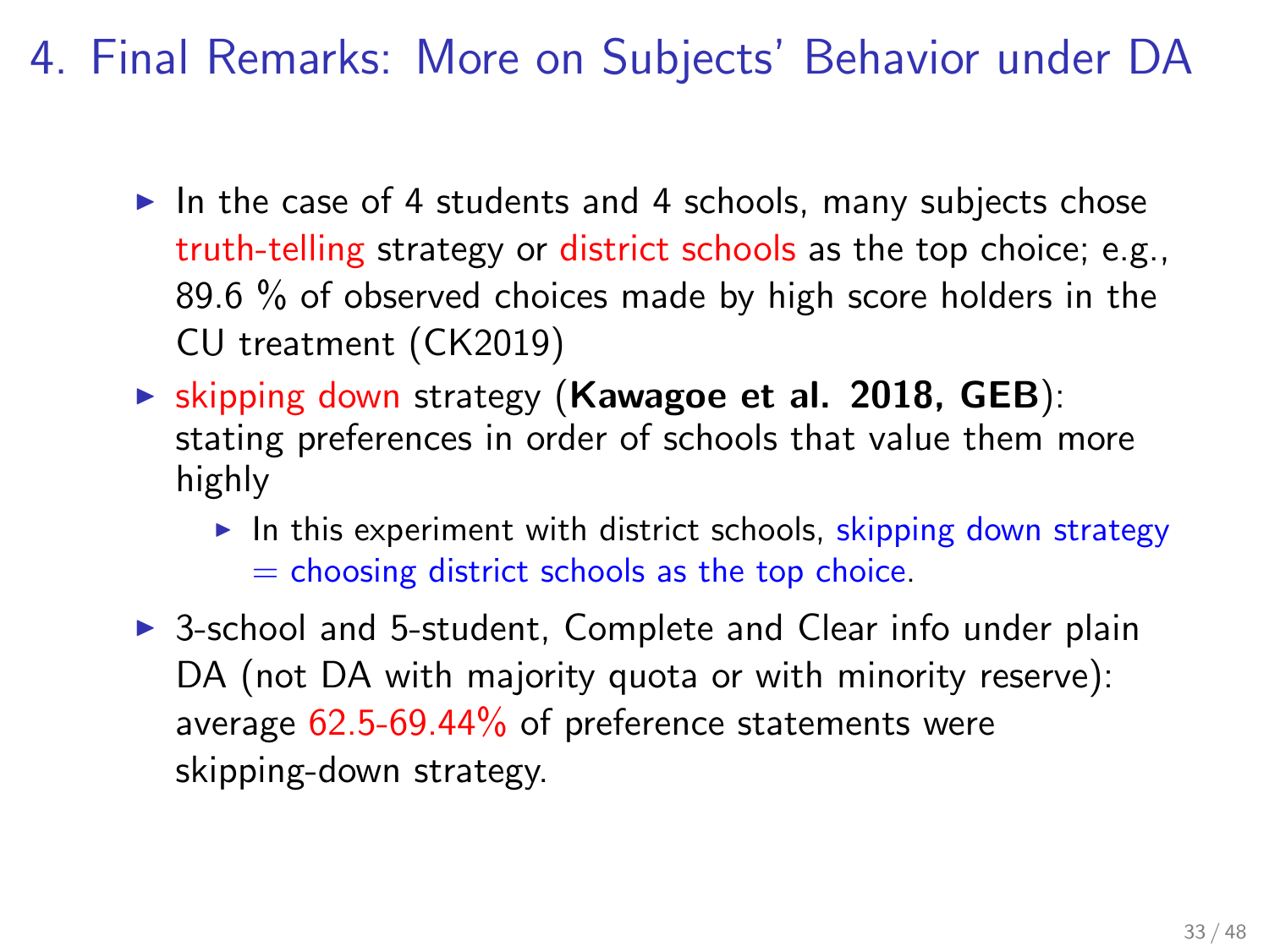# 4. Final Remarks: More on Subjects' Behavior under DA

- In the case of 4 students and 4 schools, many subjects chose truth-telling strategy or district schools as the top choice; e.g., 89.6 % of observed choices made by high score holders in the CU treatment (CK2019)
- skipping down strategy (**Kawagoe et al. 2018, GEB**): stating preferences in order of schools that value them more highly
  - In this experiment with district schools, skipping down strategy = choosing district schools as the top choice.
- 3-school and 5-student, Complete and Clear info under plain DA (not DA with majority quota or with minority reserve): average 62.5-69.44% of preference statements were skipping-down strategy.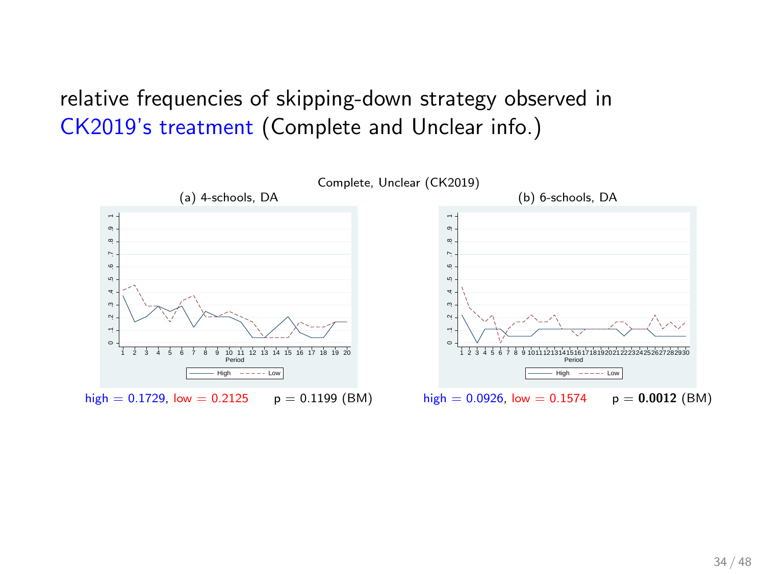# relative frequencies of skipping-down strategy observed in CK2019's treatment (Complete and Unclear info.)

Complete, Unclear (CK2019)

(a) 4-schools, DA

(b) 6-schools, DA

high = 0.1729, low = 0.2125 p = 0.1199 (BM)

high = 0.0926, low = 0.1574 p = **0.0012** (BM)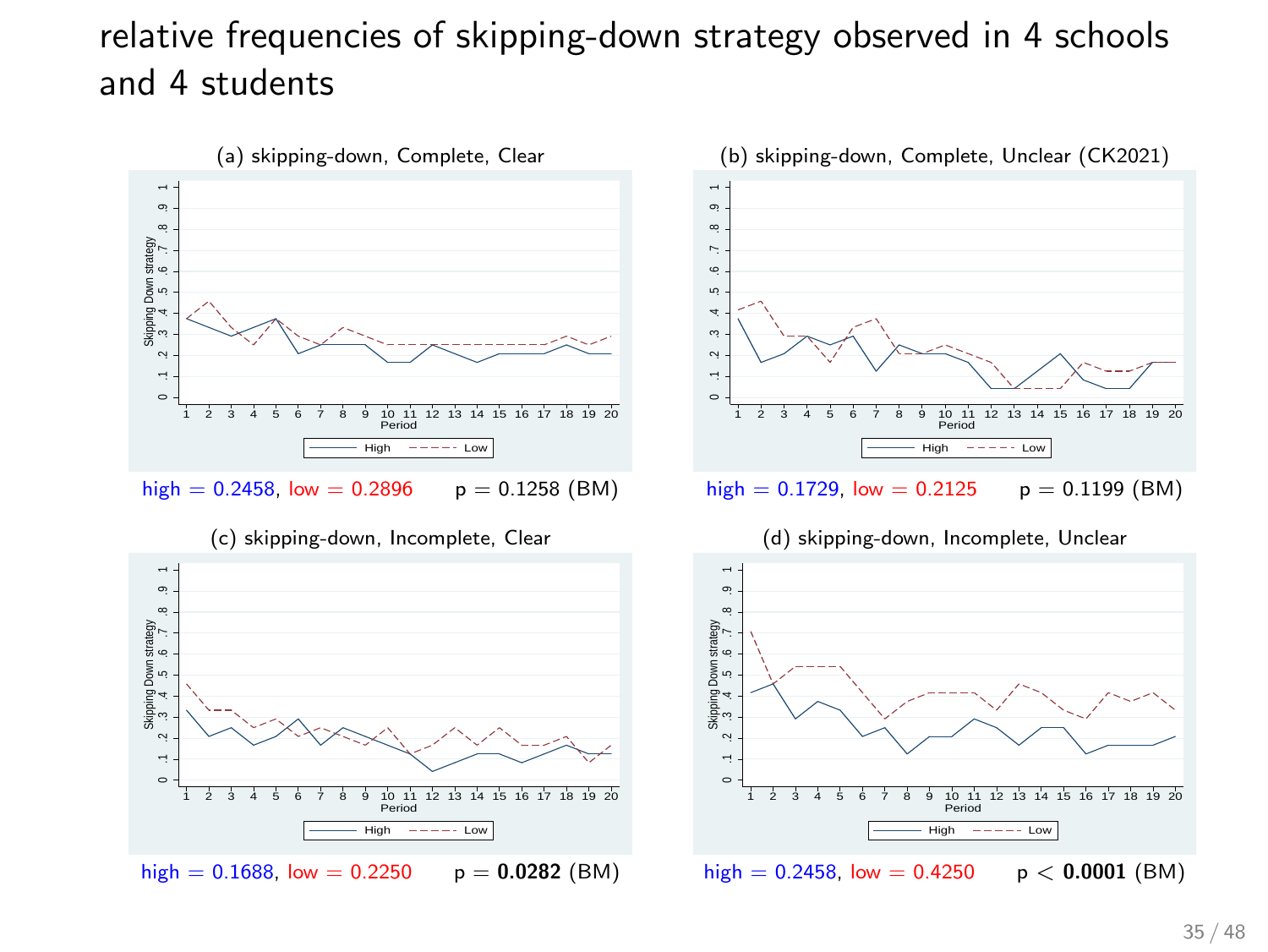# relative frequencies of skipping-down strategy observed in 4 schools and 4 students

(a) skipping-down, Complete, Clear

high = 0.2458, low = 0.2896 p = 0.1258 (BM)

(b) skipping-down, Complete, Unclear (CK2021)

high = 0.1729, low = 0.2125 p = 0.1199 (BM)

(c) skipping-down, Incomplete, Clear

high = 0.1688, low = 0.2250 p = **0.0282** (BM)

(d) skipping-down, Incomplete, Unclear

high = 0.2458, low = 0.4250 p < **0.0001** (BM)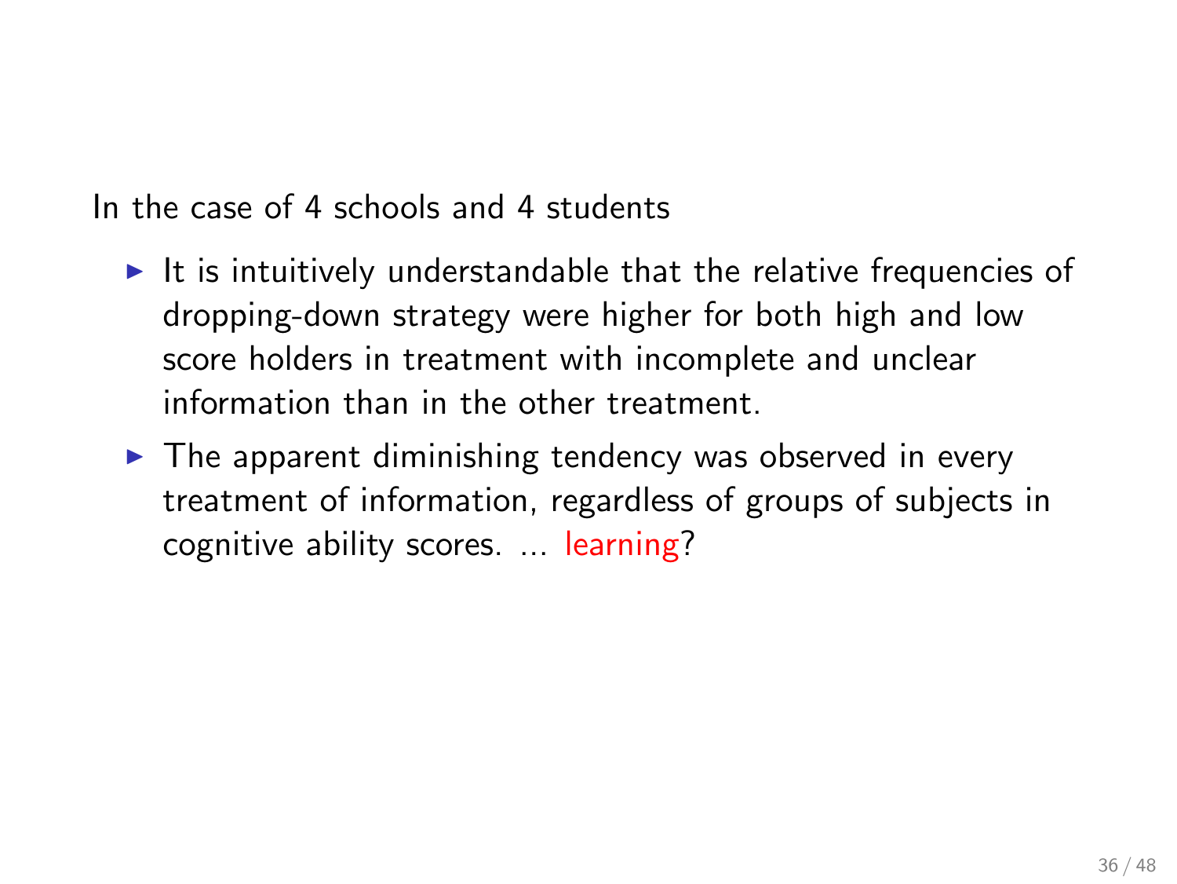In the case of 4 schools and 4 students

- It is intuitively understandable that the relative frequencies of dropping-down strategy were higher for both high and low score holders in treatment with incomplete and unclear information than in the other treatment.
- The apparent diminishing tendency was observed in every treatment of information, regardless of groups of subjects in cognitive ability scores. ... learning?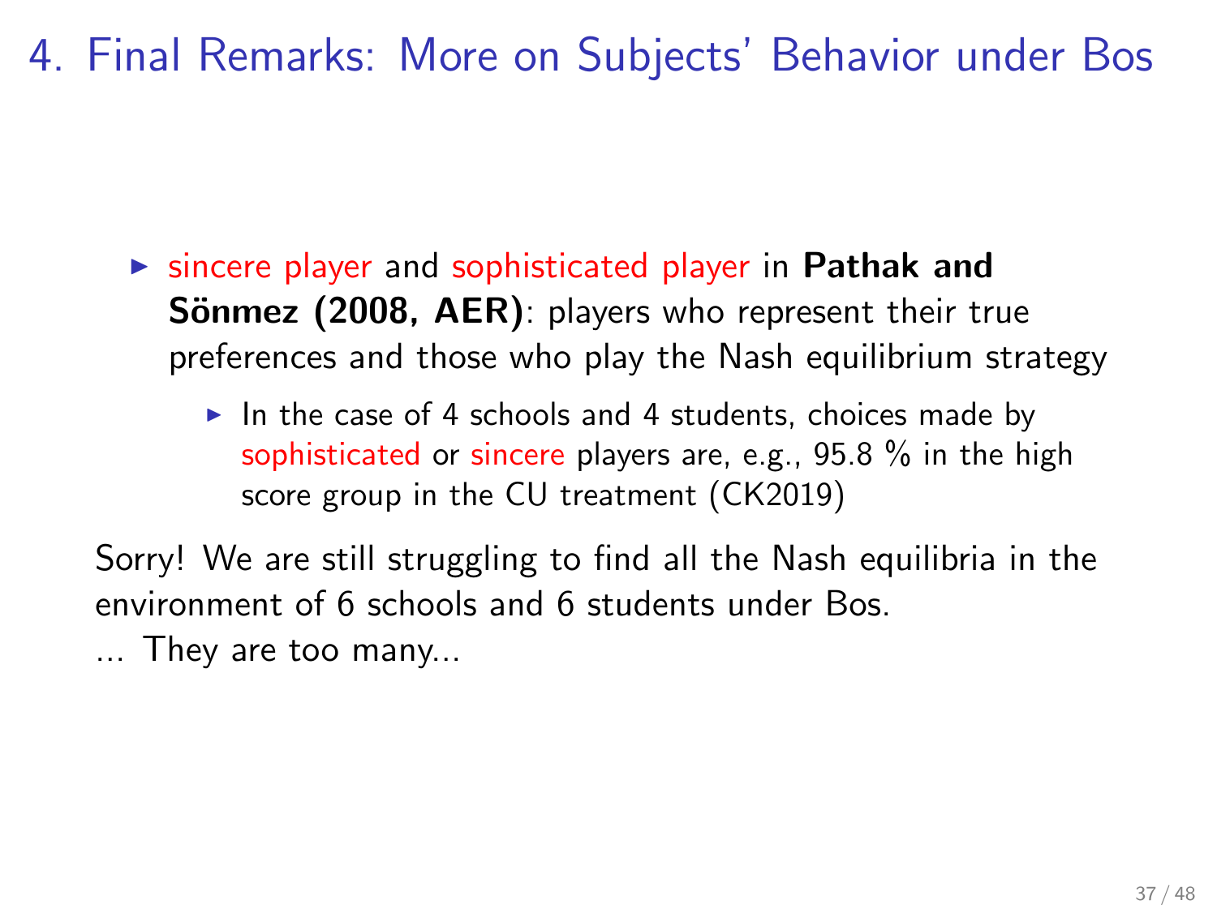# 4. Final Remarks: More on Subjects' Behavior under Bos

- sincere player and sophisticated player in **Pathak and Sönmez (2008, AER)**: players who represent their true preferences and those who play the Nash equilibrium strategy
  - In the case of 4 schools and 4 students, choices made by sophisticated or sincere players are, e.g., 95.8 % in the high score group in the CU treatment (CK2019)

Sorry! We are still struggling to find all the Nash equilibria in the environment of 6 schools and 6 students under Bos.
... They are too many...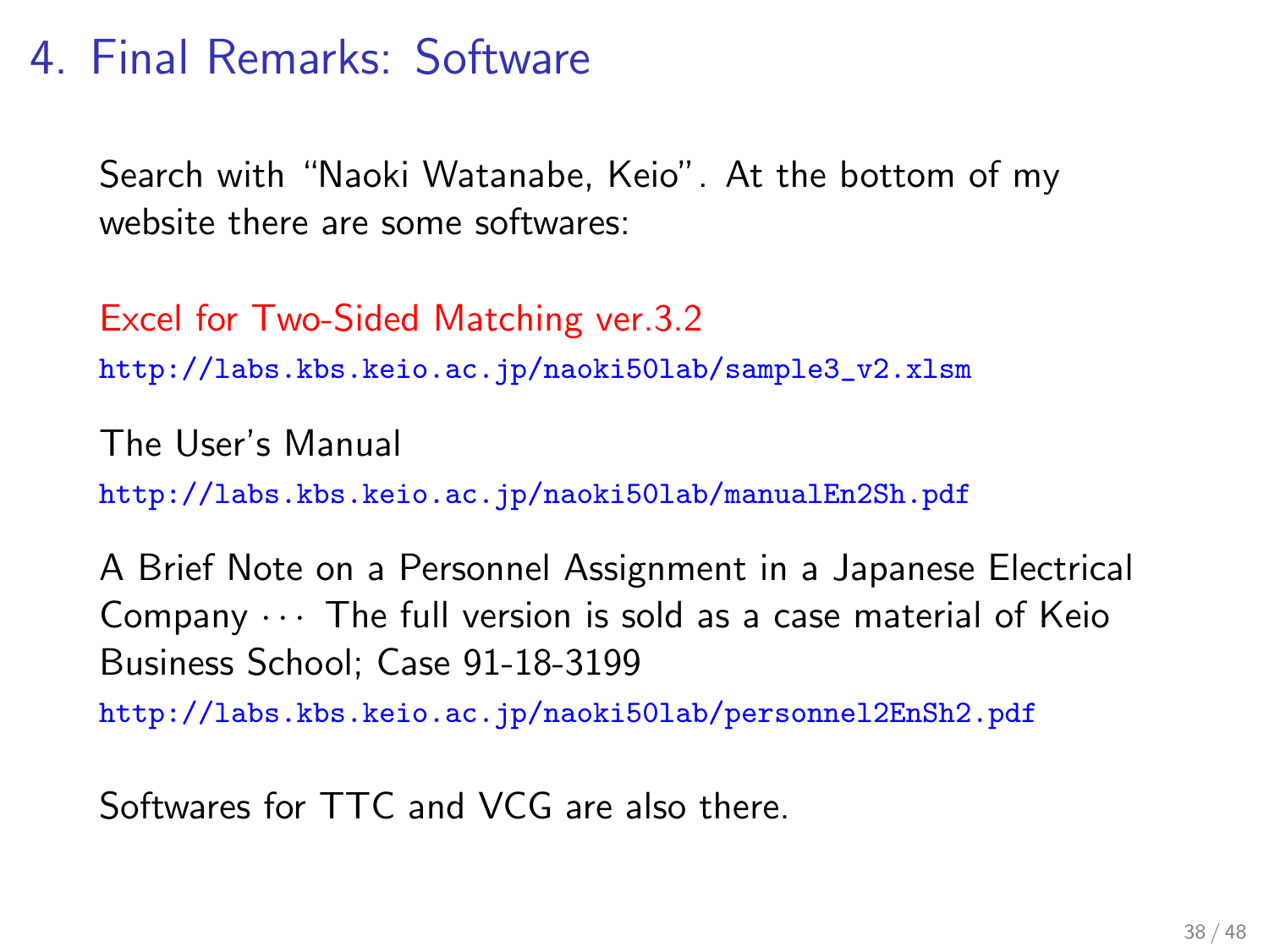# 4. Final Remarks: Software

Search with "Naoki Watanabe, Keio". At the bottom of my website there are some softwares:

Excel for Two-Sided Matching ver.3.2

`http://labs.kbs.keio.ac.jp/naoki50lab/sample3_v2.xlsm`

The User's Manual

`http://labs.kbs.keio.ac.jp/naoki50lab/manualEn2Sh.pdf`

A Brief Note on a Personnel Assignment in a Japanese Electrical Company ··· The full version is sold as a case material of Keio Business School; Case 91-18-3199

`http://labs.kbs.keio.ac.jp/naoki50lab/personnel2EnSh2.pdf`

Softwares for TTC and VCG are also there.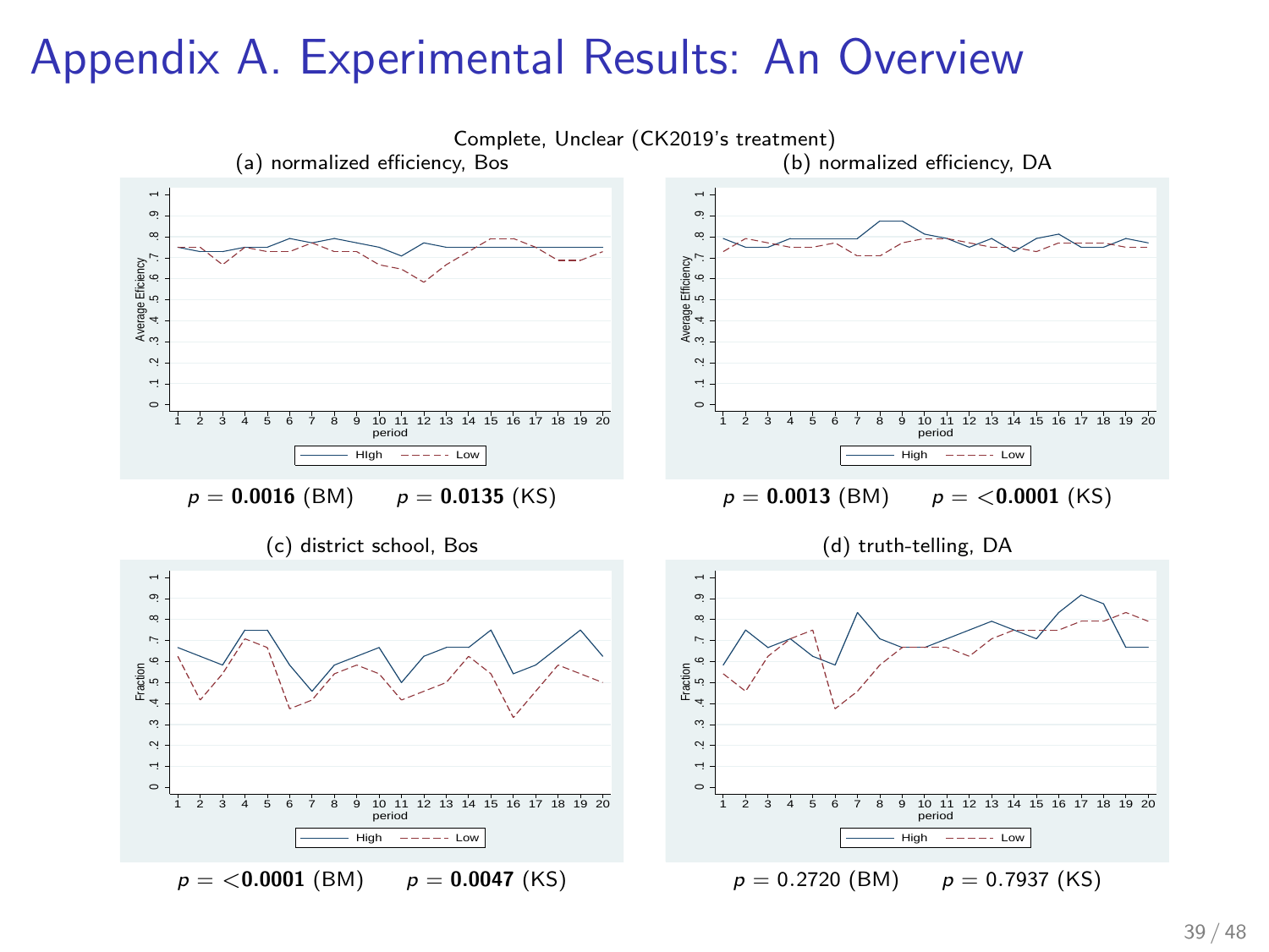# Appendix A. Experimental Results: An Overview

Complete, Unclear (CK2019's treatment)

(a) normalized efficiency, Bos

$p =$ **0.0016** (BM) $\quad p =$ **0.0135** (KS)

(b) normalized efficiency, DA

$p =$ **0.0013** (BM) $\quad p = <$**0.0001** (KS)

(c) district school, Bos

$p = <$**0.0001** (BM) $\quad p =$ **0.0047** (KS)

(d) truth-telling, DA

$p = 0.2720$ (BM) $\quad p = 0.7937$ (KS)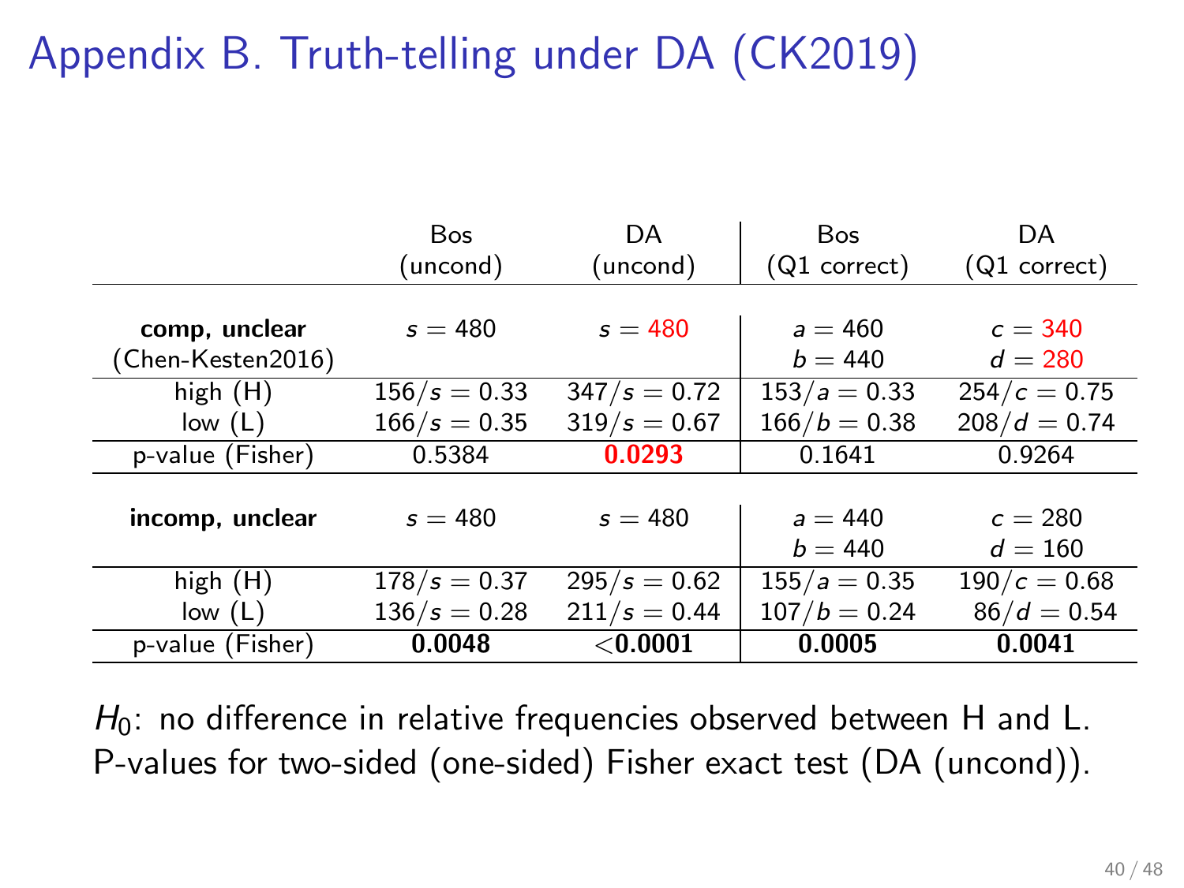# Appendix B. Truth-telling under DA (CK2019)

| | Bos (uncond) | DA (uncond) | Bos (Q1 correct) | DA (Q1 correct) |
|---|---|---|---|---|
| **comp, unclear** (Chen-Kesten2016) | $s = 480$ | $s = 480$ | $a = 460$, $b = 440$ | $c = 340$, $d = 280$ |
| high (H) | $156/s = 0.33$ | $347/s = 0.72$ | $153/a = 0.33$ | $254/c = 0.75$ |
| low (L) | $166/s = 0.35$ | $319/s = 0.67$ | $166/b = 0.38$ | $208/d = 0.74$ |
| p-value (Fisher) | 0.5384 | **0.0293** | 0.1641 | 0.9264 |
| **incomp, unclear** | $s = 480$ | $s = 480$ | $a = 440$, $b = 440$ | $c = 280$, $d = 160$ |
| high (H) | $178/s = 0.37$ | $295/s = 0.62$ | $155/a = 0.35$ | $190/c = 0.68$ |
| low (L) | $136/s = 0.28$ | $211/s = 0.44$ | $107/b = 0.24$ | $86/d = 0.54$ |
| p-value (Fisher) | **0.0048** | **<0.0001** | **0.0005** | **0.0041** |

$H_0$: no difference in relative frequencies observed between H and L.
P-values for two-sided (one-sided) Fisher exact test (DA (uncond)).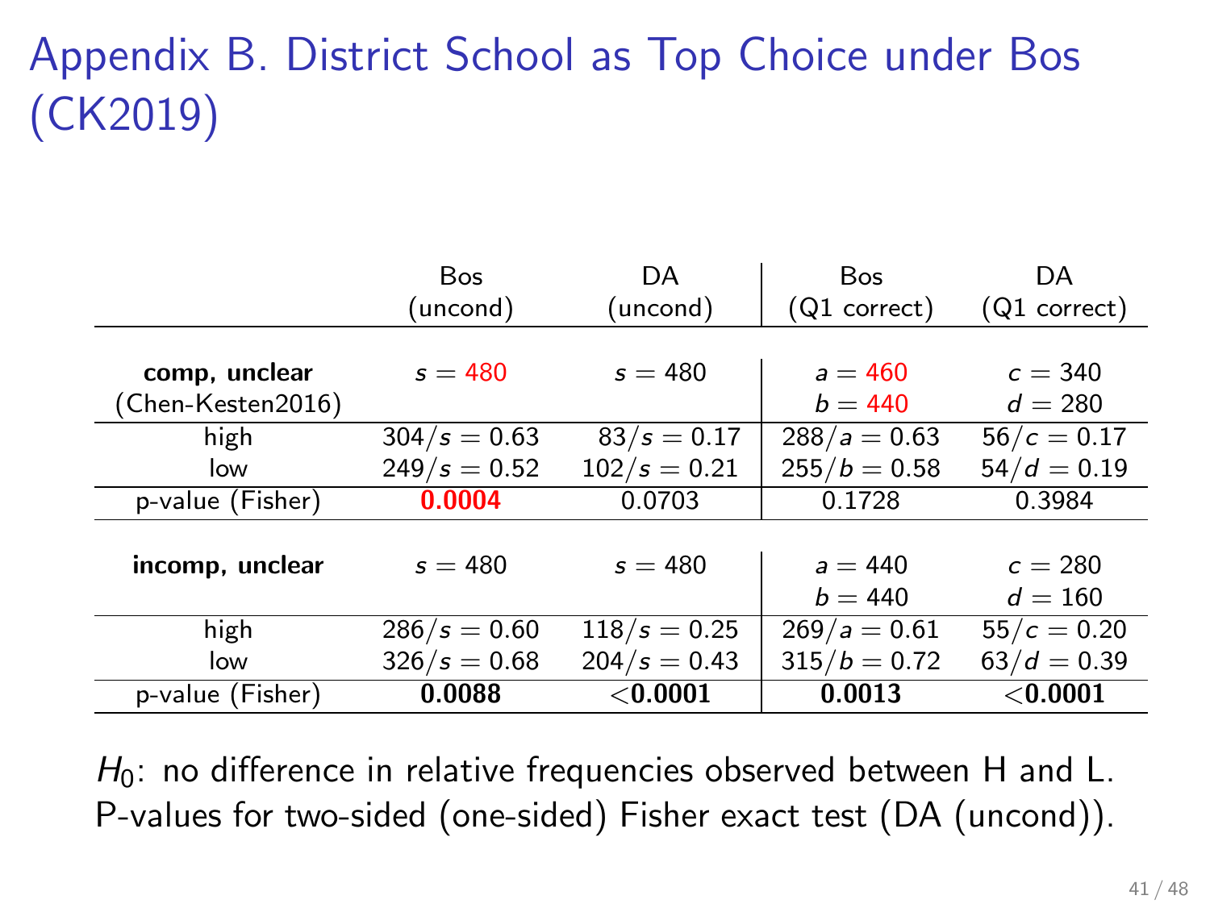# Appendix B. District School as Top Choice under Bos (CK2019)

| | Bos (uncond) | DA (uncond) | Bos (Q1 correct) | DA (Q1 correct) |
|---|---|---|---|---|
| **comp, unclear** (Chen-Kesten2016) | $s = 480$ | $s = 480$ | $a = 460$, $b = 440$ | $c = 340$, $d = 280$ |
| high | $304/s = 0.63$ | $83/s = 0.17$ | $288/a = 0.63$ | $56/c = 0.17$ |
| low | $249/s = 0.52$ | $102/s = 0.21$ | $255/b = 0.58$ | $54/d = 0.19$ |
| p-value (Fisher) | **0.0004** | 0.0703 | 0.1728 | 0.3984 |
| **incomp, unclear** | $s = 480$ | $s = 480$ | $a = 440$, $b = 440$ | $c = 280$, $d = 160$ |
| high | $286/s = 0.60$ | $118/s = 0.25$ | $269/a = 0.61$ | $55/c = 0.20$ |
| low | $326/s = 0.68$ | $204/s = 0.43$ | $315/b = 0.72$ | $63/d = 0.39$ |
| p-value (Fisher) | **0.0088** | **<0.0001** | **0.0013** | **<0.0001** |

$H_0$: no difference in relative frequencies observed between H and L. P-values for two-sided (one-sided) Fisher exact test (DA (uncond)).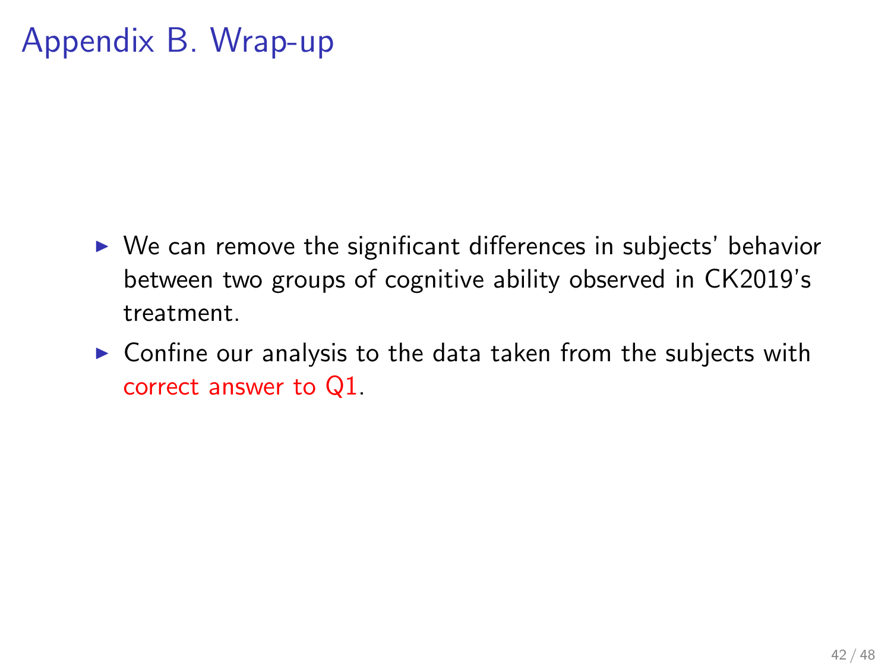# Appendix B. Wrap-up

- We can remove the significant differences in subjects' behavior between two groups of cognitive ability observed in CK2019's treatment.
- Confine our analysis to the data taken from the subjects with correct answer to Q1.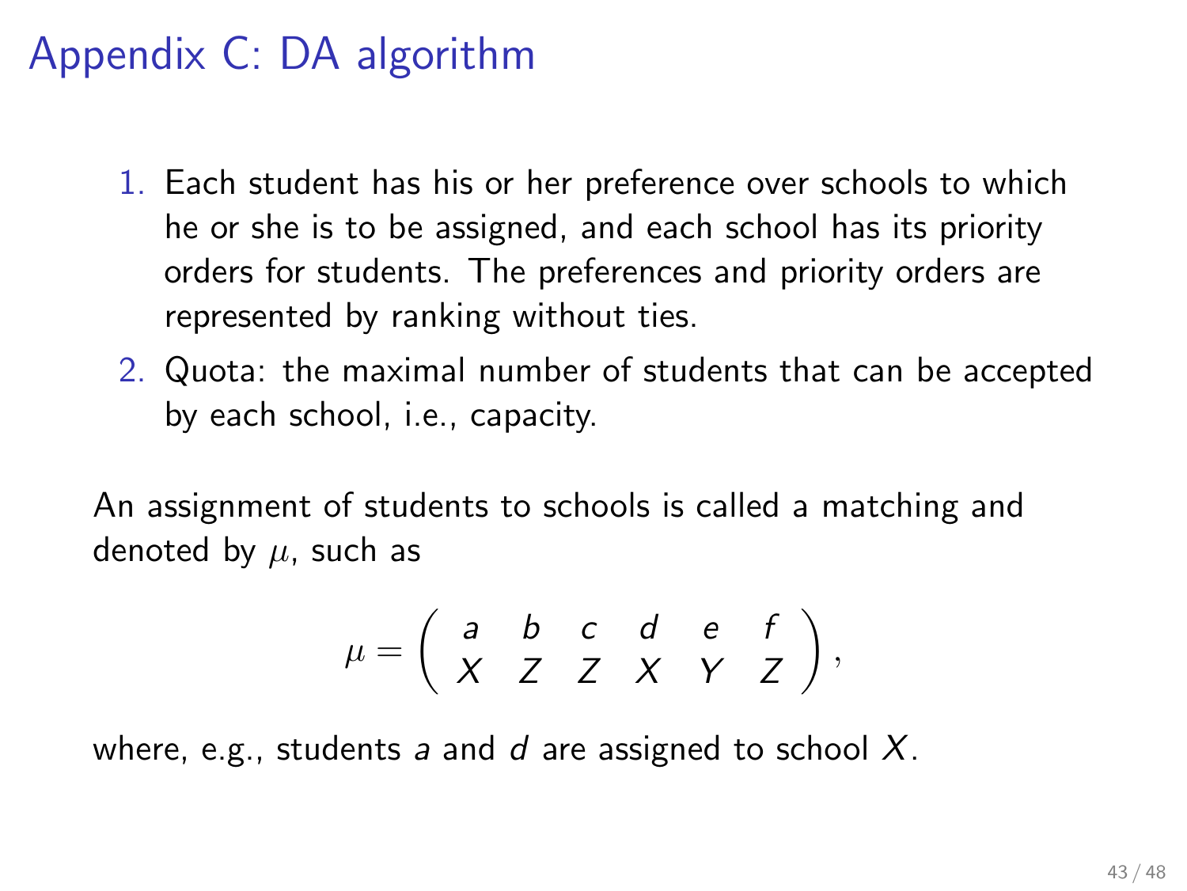# Appendix C: DA algorithm

1. Each student has his or her preference over schools to which he or she is to be assigned, and each school has its priority orders for students. The preferences and priority orders are represented by ranking without ties.
2. Quota: the maximal number of students that can be accepted by each school, i.e., capacity.

An assignment of students to schools is called a matching and denoted by $\mu$, such as

$$\mu = \begin{pmatrix} a & b & c & d & e & f \\ X & Z & Z & X & Y & Z \end{pmatrix},$$

where, e.g., students $a$ and $d$ are assigned to school $X$.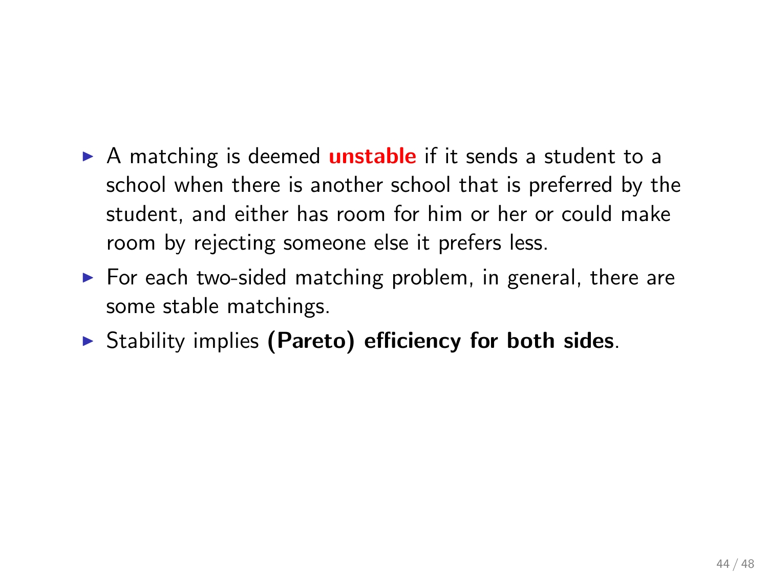- A matching is deemed **unstable** if it sends a student to a school when there is another school that is preferred by the student, and either has room for him or her or could make room by rejecting someone else it prefers less.
- For each two-sided matching problem, in general, there are some stable matchings.
- Stability implies **(Pareto) efficiency for both sides**.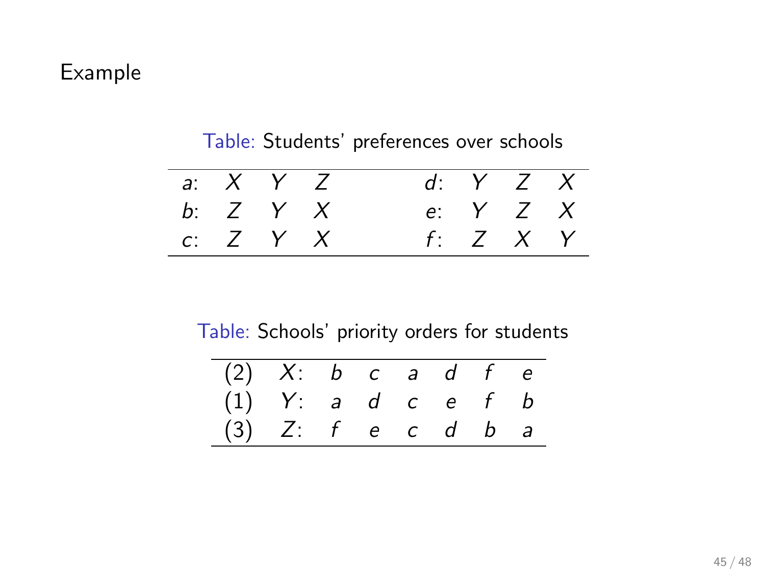# Example

Table: Students' preferences over schools

| | | | | | | | |
|---|---|---|---|---|---|---|---|
| $a$: | $X$ | $Y$ | $Z$ | $d$: | $Y$ | $Z$ | $X$ |
| $b$: | $Z$ | $Y$ | $X$ | $e$: | $Y$ | $Z$ | $X$ |
| $c$: | $Z$ | $Y$ | $X$ | $f$: | $Z$ | $X$ | $Y$ |

Table: Schools' priority orders for students

| | | | | | | | |
|---|---|---|---|---|---|---|---|
| (2) | $X$: | $b$ | $c$ | $a$ | $d$ | $f$ | $e$ |
| (1) | $Y$: | $a$ | $d$ | $c$ | $e$ | $f$ | $b$ |
| (3) | $Z$: | $f$ | $e$ | $c$ | $d$ | $b$ | $a$ |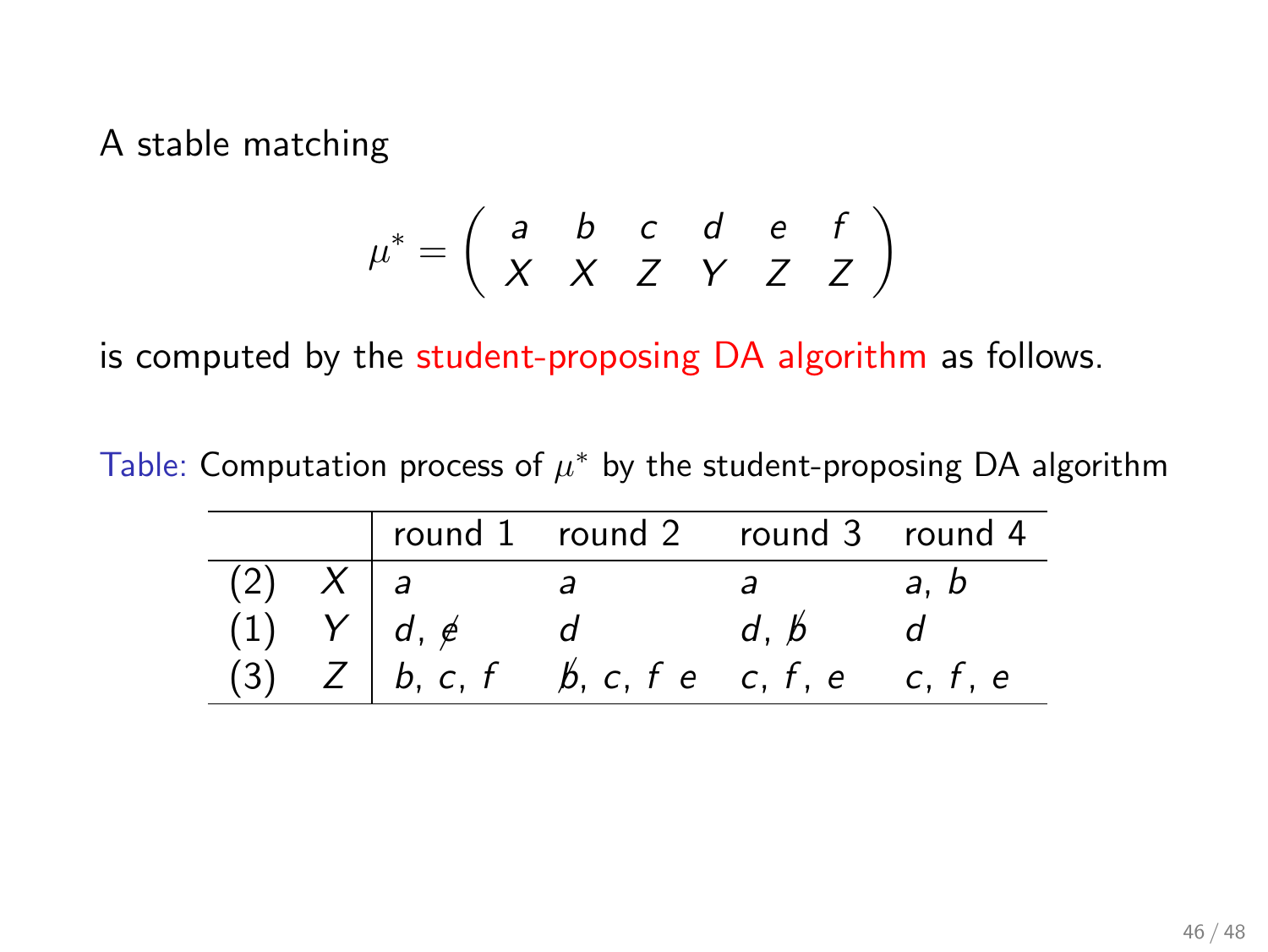A stable matching

$$\mu^* = \begin{pmatrix} a & b & c & d & e & f \\ X & X & Z & Y & Z & Z \end{pmatrix}$$

is computed by the student-proposing DA algorithm as follows.

Table: Computation process of $\mu^*$ by the student-proposing DA algorithm

| | | round 1 | round 2 | round 3 | round 4 |
|---|---|---|---|---|---|
| (2) | $X$ | $a$ | $a$ | $a$ | $a$, $b$ |
| (1) | $Y$ | $d$, $\not{e}$ | $d$ | $d$, $\not{b}$ | $d$ |
| (3) | $Z$ | $b$, $c$, $f$ | $\not{b}$, $c$, $f$ $e$ | $c$, $f$, $e$ | $c$, $f$, $e$ |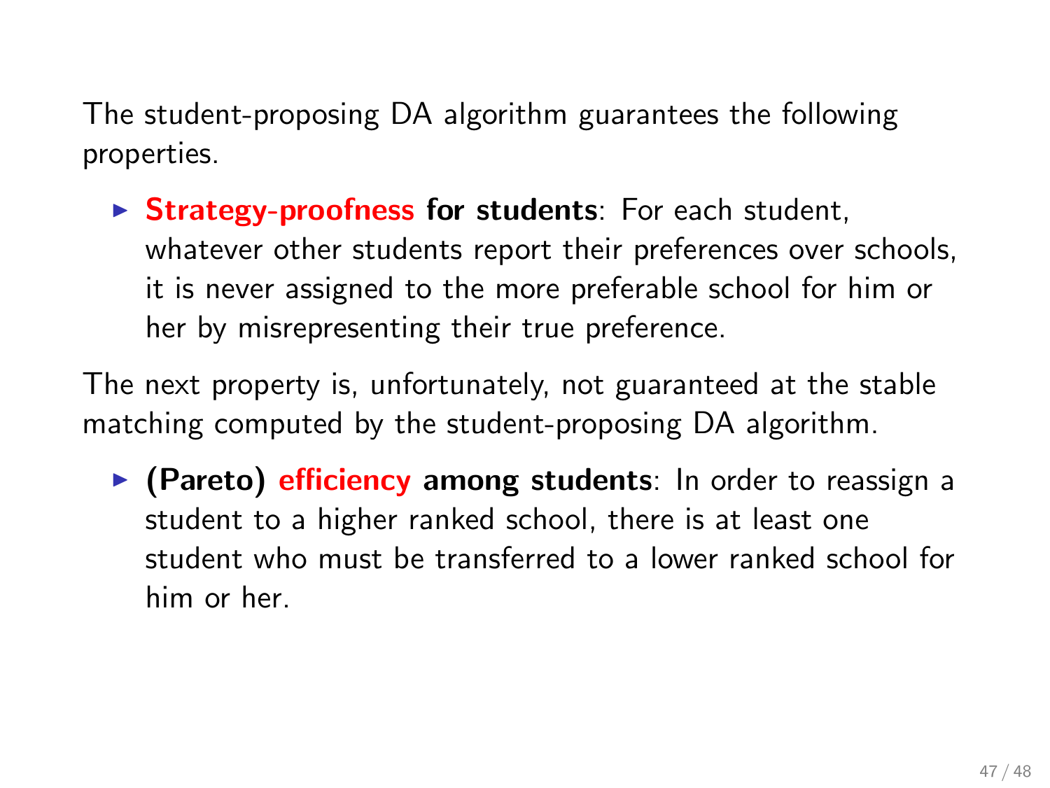The student-proposing DA algorithm guarantees the following properties.

- **Strategy-proofness for students**: For each student, whatever other students report their preferences over schools, it is never assigned to the more preferable school for him or her by misrepresenting their true preference.

The next property is, unfortunately, not guaranteed at the stable matching computed by the student-proposing DA algorithm.

- **(Pareto) efficiency among students**: In order to reassign a student to a higher ranked school, there is at least one student who must be transferred to a lower ranked school for him or her.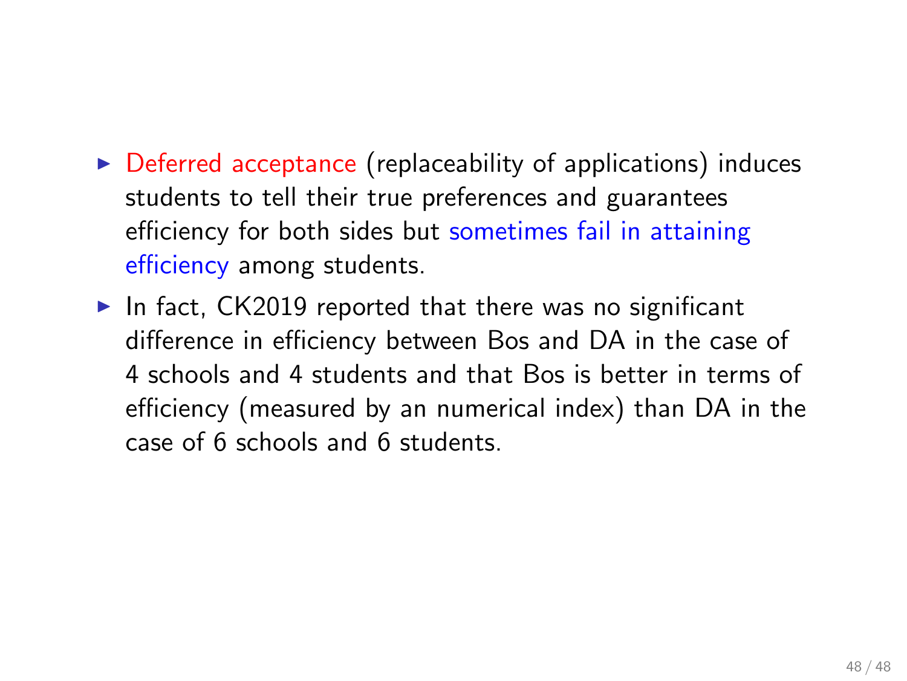- Deferred acceptance (replaceability of applications) induces students to tell their true preferences and guarantees efficiency for both sides but sometimes fail in attaining efficiency among students.
- In fact, CK2019 reported that there was no significant difference in efficiency between Bos and DA in the case of 4 schools and 4 students and that Bos is better in terms of efficiency (measured by an numerical index) than DA in the case of 6 schools and 6 students.